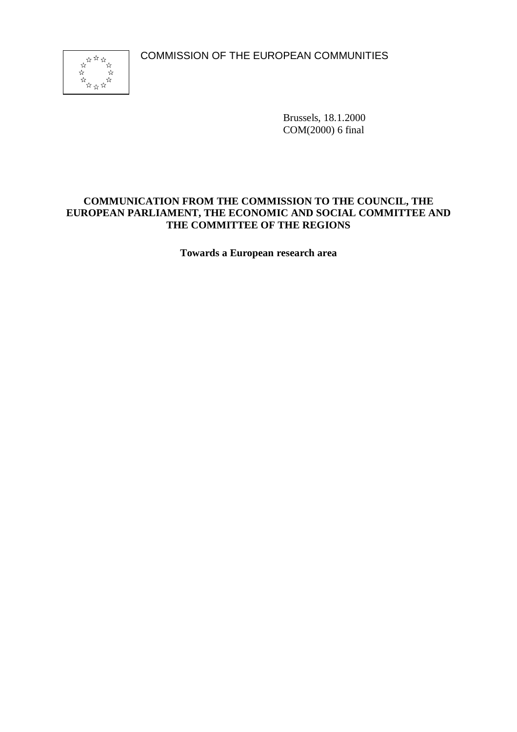COMMISSION OF THE EUROPEAN COMMUNITIES

Brussels, 18.1.2000
COM(2000) 6 final

**COMMUNICATION FROM THE COMMISSION TO THE COUNCIL, THE EUROPEAN PARLIAMENT, THE ECONOMIC AND SOCIAL COMMITTEE AND THE COMMITTEE OF THE REGIONS**

**Towards a European research area**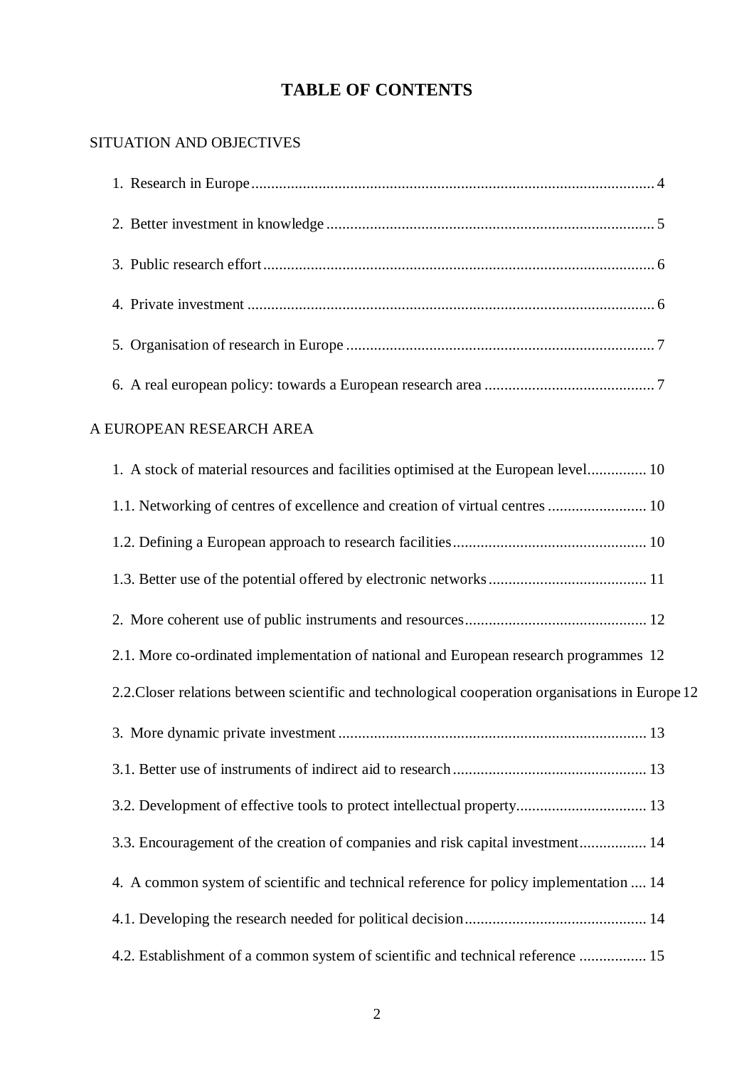# TABLE OF CONTENTS

SITUATION AND OBJECTIVES

1. Research in Europe .......... 4
2. Better investment in knowledge .......... 5
3. Public research effort .......... 6
4. Private investment .......... 6
5. Organisation of research in Europe .......... 7
6. A real european policy: towards a European research area .......... 7

A EUROPEAN RESEARCH AREA

1. A stock of material resources and facilities optimised at the European level .......... 10

1.1. Networking of centres of excellence and creation of virtual centres .......... 10

1.2. Defining a European approach to research facilities .......... 10

1.3. Better use of the potential offered by electronic networks .......... 11

2. More coherent use of public instruments and resources .......... 12

2.1. More co-ordinated implementation of national and European research programmes 12

2.2. Closer relations between scientific and technological cooperation organisations in Europe 12

3. More dynamic private investment .......... 13

3.1. Better use of instruments of indirect aid to research .......... 13

3.2. Development of effective tools to protect intellectual property .......... 13

3.3. Encouragement of the creation of companies and risk capital investment .......... 14

4. A common system of scientific and technical reference for policy implementation .... 14

4.1. Developing the research needed for political decision .......... 14

4.2. Establishment of a common system of scientific and technical reference .......... 15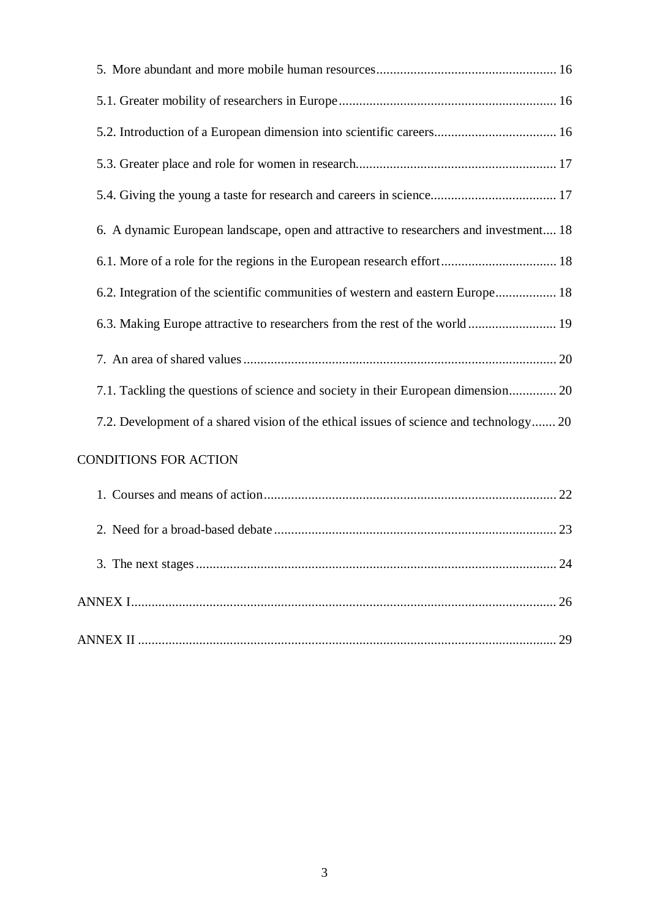5. More abundant and more mobile human resources ..................................................... 16

5.1. Greater mobility of researchers in Europe ................................................................ 16

5.2. Introduction of a European dimension into scientific careers.................................... 16

5.3. Greater place and role for women in research........................................................... 17

5.4. Giving the young a taste for research and careers in science..................................... 17

6. A dynamic European landscape, open and attractive to researchers and investment.... 18

6.1. More of a role for the regions in the European research effort .................................. 18

6.2. Integration of the scientific communities of western and eastern Europe.................. 18

6.3. Making Europe attractive to researchers from the rest of the world .......................... 19

7. An area of shared values ............................................................................................. 20

7.1. Tackling the questions of science and society in their European dimension.............. 20

7.2. Development of a shared vision of the ethical issues of science and technology....... 20

CONDITIONS FOR ACTION

1. Courses and means of action...................................................................................... 22

2. Need for a broad-based debate ................................................................................... 23

3. The next stages ........................................................................................................... 24

ANNEX I............................................................................................................................. 26

ANNEX II ........................................................................................................................... 29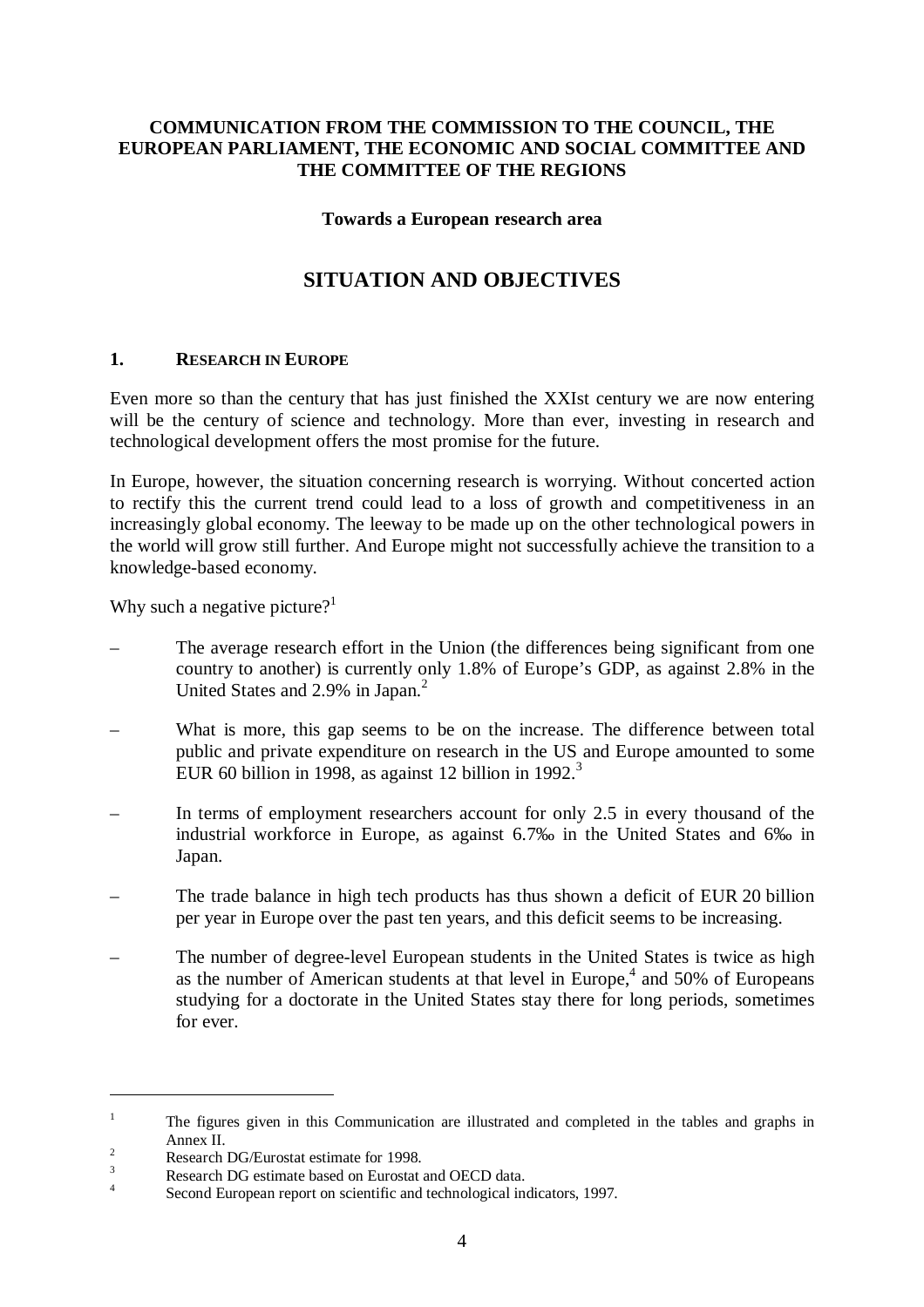**COMMUNICATION FROM THE COMMISSION TO THE COUNCIL, THE EUROPEAN PARLIAMENT, THE ECONOMIC AND SOCIAL COMMITTEE AND THE COMMITTEE OF THE REGIONS**

**Towards a European research area**

# SITUATION AND OBJECTIVES

## 1. RESEARCH IN EUROPE

Even more so than the century that has just finished the XXIst century we are now entering will be the century of science and technology. More than ever, investing in research and technological development offers the most promise for the future.

In Europe, however, the situation concerning research is worrying. Without concerted action to rectify this the current trend could lead to a loss of growth and competitiveness in an increasingly global economy. The leeway to be made up on the other technological powers in the world will grow still further. And Europe might not successfully achieve the transition to a knowledge-based economy.

Why such a negative picture?[1]

– The average research effort in the Union (the differences being significant from one country to another) is currently only 1.8% of Europe's GDP, as against 2.8% in the United States and 2.9% in Japan.[2]

– What is more, this gap seems to be on the increase. The difference between total public and private expenditure on research in the US and Europe amounted to some EUR 60 billion in 1998, as against 12 billion in 1992.[3]

– In terms of employment researchers account for only 2.5 in every thousand of the industrial workforce in Europe, as against 6.7‰ in the United States and 6‰ in Japan.

– The trade balance in high tech products has thus shown a deficit of EUR 20 billion per year in Europe over the past ten years, and this deficit seems to be increasing.

– The number of degree-level European students in the United States is twice as high as the number of American students at that level in Europe,[4] and 50% of Europeans studying for a doctorate in the United States stay there for long periods, sometimes for ever.

---

[1] The figures given in this Communication are illustrated and completed in the tables and graphs in Annex II.

[2] Research DG/Eurostat estimate for 1998.

[3] Research DG estimate based on Eurostat and OECD data.

[4] Second European report on scientific and technological indicators, 1997.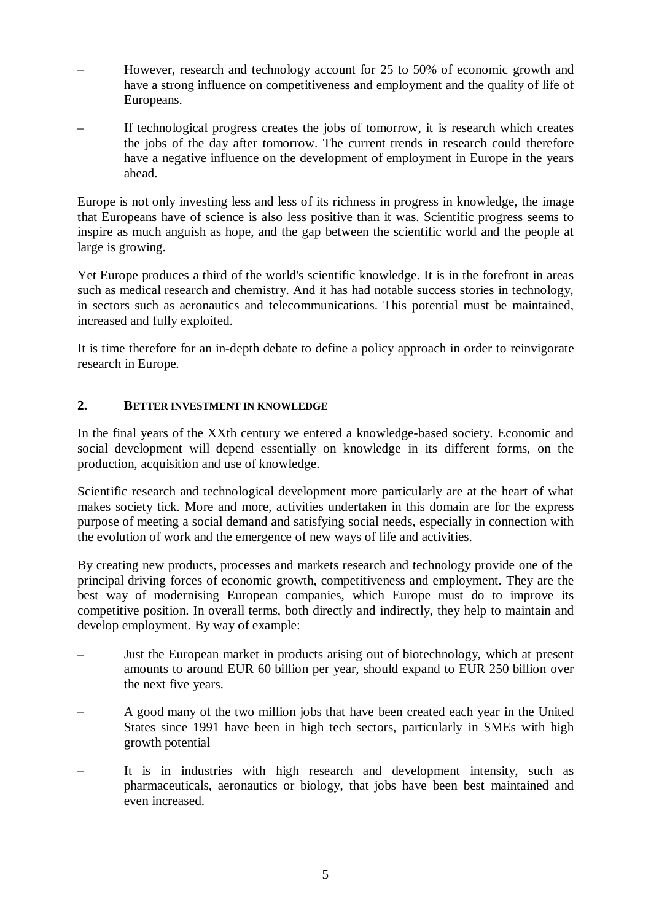- However, research and technology account for 25 to 50% of economic growth and have a strong influence on competitiveness and employment and the quality of life of Europeans.
- If technological progress creates the jobs of tomorrow, it is research which creates the jobs of the day after tomorrow. The current trends in research could therefore have a negative influence on the development of employment in Europe in the years ahead.

Europe is not only investing less and less of its richness in progress in knowledge, the image that Europeans have of science is also less positive than it was. Scientific progress seems to inspire as much anguish as hope, and the gap between the scientific world and the people at large is growing.

Yet Europe produces a third of the world's scientific knowledge. It is in the forefront in areas such as medical research and chemistry. And it has had notable success stories in technology, in sectors such as aeronautics and telecommunications. This potential must be maintained, increased and fully exploited.

It is time therefore for an in-depth debate to define a policy approach in order to reinvigorate research in Europe.

## 2. BETTER INVESTMENT IN KNOWLEDGE

In the final years of the XXth century we entered a knowledge-based society. Economic and social development will depend essentially on knowledge in its different forms, on the production, acquisition and use of knowledge.

Scientific research and technological development more particularly are at the heart of what makes society tick. More and more, activities undertaken in this domain are for the express purpose of meeting a social demand and satisfying social needs, especially in connection with the evolution of work and the emergence of new ways of life and activities.

By creating new products, processes and markets research and technology provide one of the principal driving forces of economic growth, competitiveness and employment. They are the best way of modernising European companies, which Europe must do to improve its competitive position. In overall terms, both directly and indirectly, they help to maintain and develop employment. By way of example:

- Just the European market in products arising out of biotechnology, which at present amounts to around EUR 60 billion per year, should expand to EUR 250 billion over the next five years.
- A good many of the two million jobs that have been created each year in the United States since 1991 have been in high tech sectors, particularly in SMEs with high growth potential
- It is in industries with high research and development intensity, such as pharmaceuticals, aeronautics or biology, that jobs have been best maintained and even increased.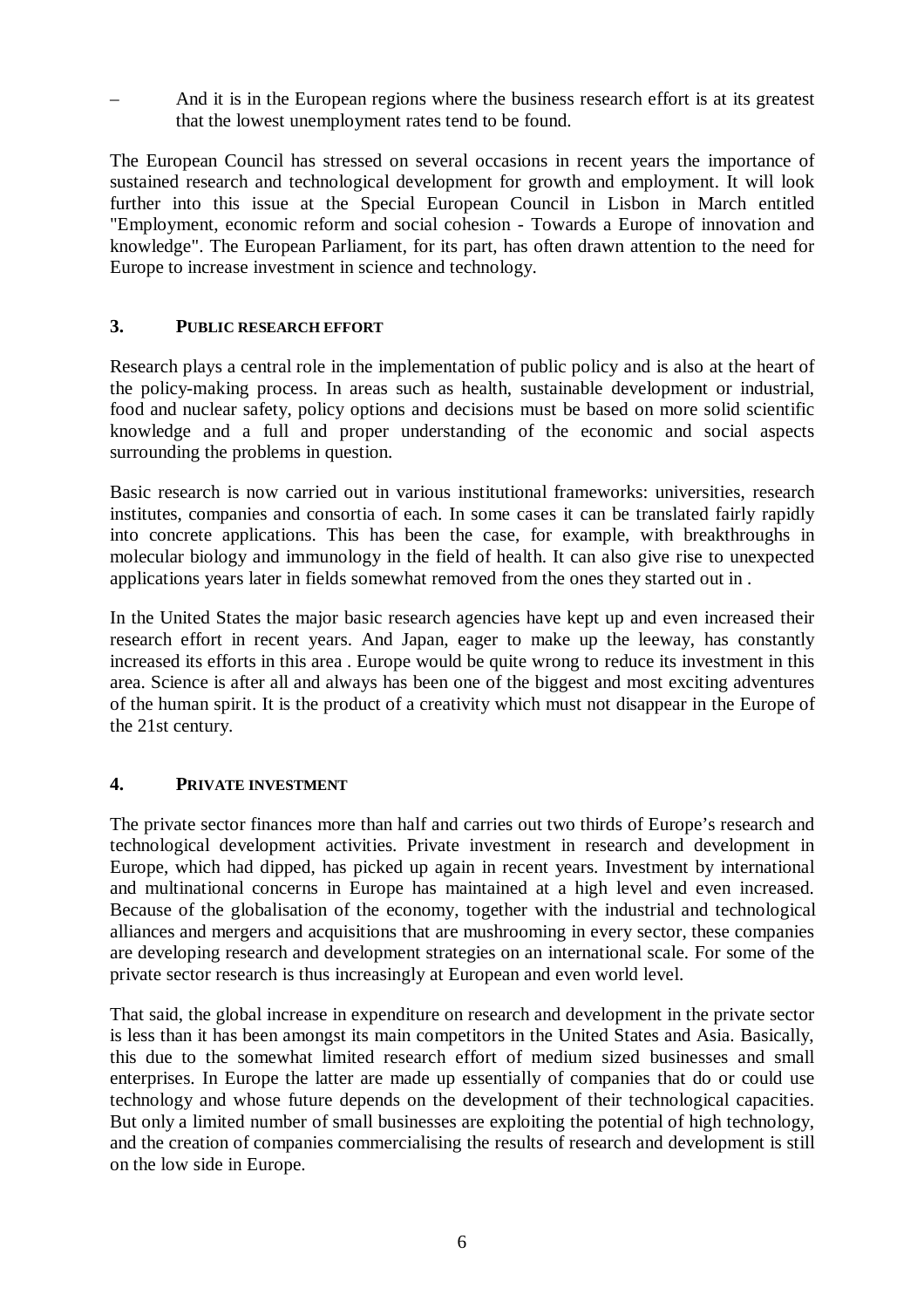– And it is in the European regions where the business research effort is at its greatest that the lowest unemployment rates tend to be found.

The European Council has stressed on several occasions in recent years the importance of sustained research and technological development for growth and employment. It will look further into this issue at the Special European Council in Lisbon in March entitled "Employment, economic reform and social cohesion - Towards a Europe of innovation and knowledge". The European Parliament, for its part, has often drawn attention to the need for Europe to increase investment in science and technology.

## 3. PUBLIC RESEARCH EFFORT

Research plays a central role in the implementation of public policy and is also at the heart of the policy-making process. In areas such as health, sustainable development or industrial, food and nuclear safety, policy options and decisions must be based on more solid scientific knowledge and a full and proper understanding of the economic and social aspects surrounding the problems in question.

Basic research is now carried out in various institutional frameworks: universities, research institutes, companies and consortia of each. In some cases it can be translated fairly rapidly into concrete applications. This has been the case, for example, with breakthroughs in molecular biology and immunology in the field of health. It can also give rise to unexpected applications years later in fields somewhat removed from the ones they started out in .

In the United States the major basic research agencies have kept up and even increased their research effort in recent years. And Japan, eager to make up the leeway, has constantly increased its efforts in this area . Europe would be quite wrong to reduce its investment in this area. Science is after all and always has been one of the biggest and most exciting adventures of the human spirit. It is the product of a creativity which must not disappear in the Europe of the 21st century.

## 4. PRIVATE INVESTMENT

The private sector finances more than half and carries out two thirds of Europe's research and technological development activities. Private investment in research and development in Europe, which had dipped, has picked up again in recent years. Investment by international and multinational concerns in Europe has maintained at a high level and even increased. Because of the globalisation of the economy, together with the industrial and technological alliances and mergers and acquisitions that are mushrooming in every sector, these companies are developing research and development strategies on an international scale. For some of the private sector research is thus increasingly at European and even world level.

That said, the global increase in expenditure on research and development in the private sector is less than it has been amongst its main competitors in the United States and Asia. Basically, this due to the somewhat limited research effort of medium sized businesses and small enterprises. In Europe the latter are made up essentially of companies that do or could use technology and whose future depends on the development of their technological capacities. But only a limited number of small businesses are exploiting the potential of high technology, and the creation of companies commercialising the results of research and development is still on the low side in Europe.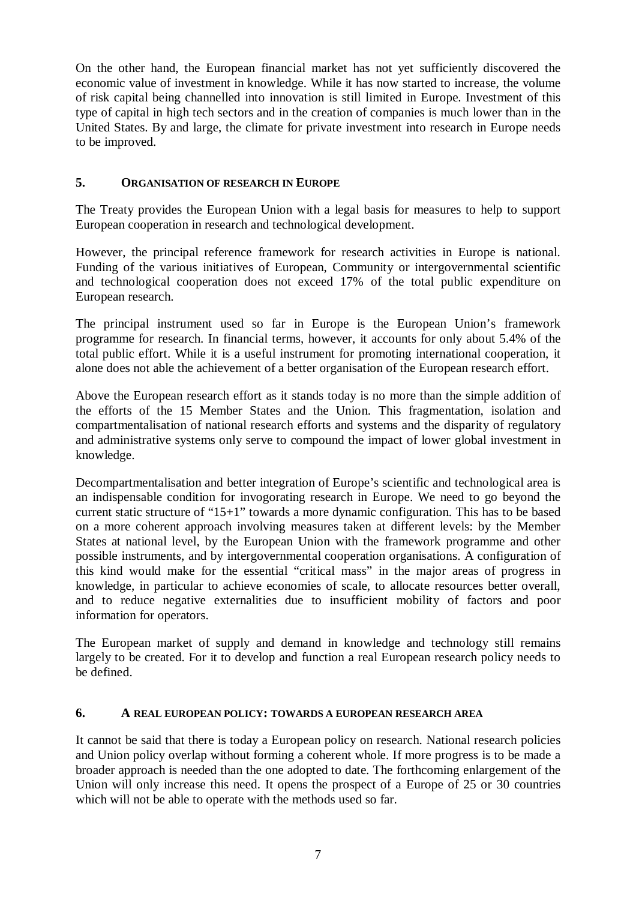On the other hand, the European financial market has not yet sufficiently discovered the economic value of investment in knowledge. While it has now started to increase, the volume of risk capital being channelled into innovation is still limited in Europe. Investment of this type of capital in high tech sectors and in the creation of companies is much lower than in the United States. By and large, the climate for private investment into research in Europe needs to be improved.

## 5. ORGANISATION OF RESEARCH IN EUROPE

The Treaty provides the European Union with a legal basis for measures to help to support European cooperation in research and technological development.

However, the principal reference framework for research activities in Europe is national. Funding of the various initiatives of European, Community or intergovernmental scientific and technological cooperation does not exceed 17% of the total public expenditure on European research.

The principal instrument used so far in Europe is the European Union's framework programme for research. In financial terms, however, it accounts for only about 5.4% of the total public effort. While it is a useful instrument for promoting international cooperation, it alone does not able the achievement of a better organisation of the European research effort.

Above the European research effort as it stands today is no more than the simple addition of the efforts of the 15 Member States and the Union. This fragmentation, isolation and compartmentalisation of national research efforts and systems and the disparity of regulatory and administrative systems only serve to compound the impact of lower global investment in knowledge.

Decompartmentalisation and better integration of Europe's scientific and technological area is an indispensable condition for invogorating research in Europe. We need to go beyond the current static structure of "15+1" towards a more dynamic configuration. This has to be based on a more coherent approach involving measures taken at different levels: by the Member States at national level, by the European Union with the framework programme and other possible instruments, and by intergovernmental cooperation organisations. A configuration of this kind would make for the essential "critical mass" in the major areas of progress in knowledge, in particular to achieve economies of scale, to allocate resources better overall, and to reduce negative externalities due to insufficient mobility of factors and poor information for operators.

The European market of supply and demand in knowledge and technology still remains largely to be created. For it to develop and function a real European research policy needs to be defined.

## 6. A REAL EUROPEAN POLICY: TOWARDS A EUROPEAN RESEARCH AREA

It cannot be said that there is today a European policy on research. National research policies and Union policy overlap without forming a coherent whole. If more progress is to be made a broader approach is needed than the one adopted to date. The forthcoming enlargement of the Union will only increase this need. It opens the prospect of a Europe of 25 or 30 countries which will not be able to operate with the methods used so far.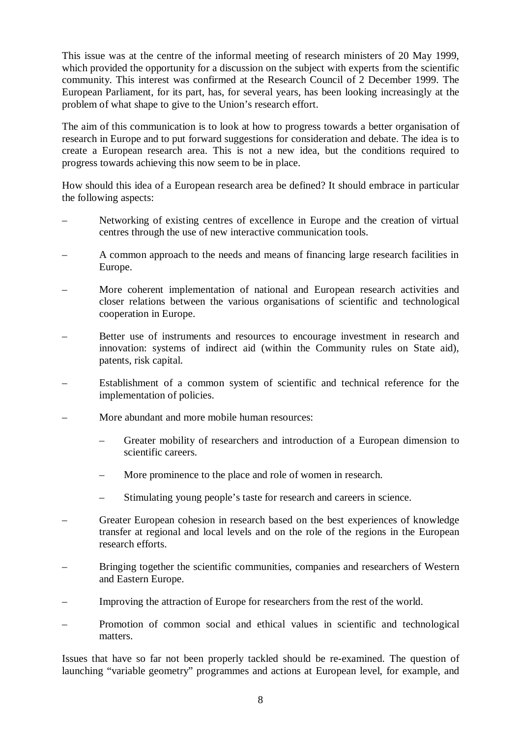This issue was at the centre of the informal meeting of research ministers of 20 May 1999, which provided the opportunity for a discussion on the subject with experts from the scientific community. This interest was confirmed at the Research Council of 2 December 1999. The European Parliament, for its part, has, for several years, has been looking increasingly at the problem of what shape to give to the Union's research effort.

The aim of this communication is to look at how to progress towards a better organisation of research in Europe and to put forward suggestions for consideration and debate. The idea is to create a European research area. This is not a new idea, but the conditions required to progress towards achieving this now seem to be in place.

How should this idea of a European research area be defined? It should embrace in particular the following aspects:

- Networking of existing centres of excellence in Europe and the creation of virtual centres through the use of new interactive communication tools.
- A common approach to the needs and means of financing large research facilities in Europe.
- More coherent implementation of national and European research activities and closer relations between the various organisations of scientific and technological cooperation in Europe.
- Better use of instruments and resources to encourage investment in research and innovation: systems of indirect aid (within the Community rules on State aid), patents, risk capital.
- Establishment of a common system of scientific and technical reference for the implementation of policies.
- More abundant and more mobile human resources:
  - Greater mobility of researchers and introduction of a European dimension to scientific careers.
  - More prominence to the place and role of women in research.
  - Stimulating young people's taste for research and careers in science.
- Greater European cohesion in research based on the best experiences of knowledge transfer at regional and local levels and on the role of the regions in the European research efforts.
- Bringing together the scientific communities, companies and researchers of Western and Eastern Europe.
- Improving the attraction of Europe for researchers from the rest of the world.
- Promotion of common social and ethical values in scientific and technological matters.

Issues that have so far not been properly tackled should be re-examined. The question of launching "variable geometry" programmes and actions at European level, for example, and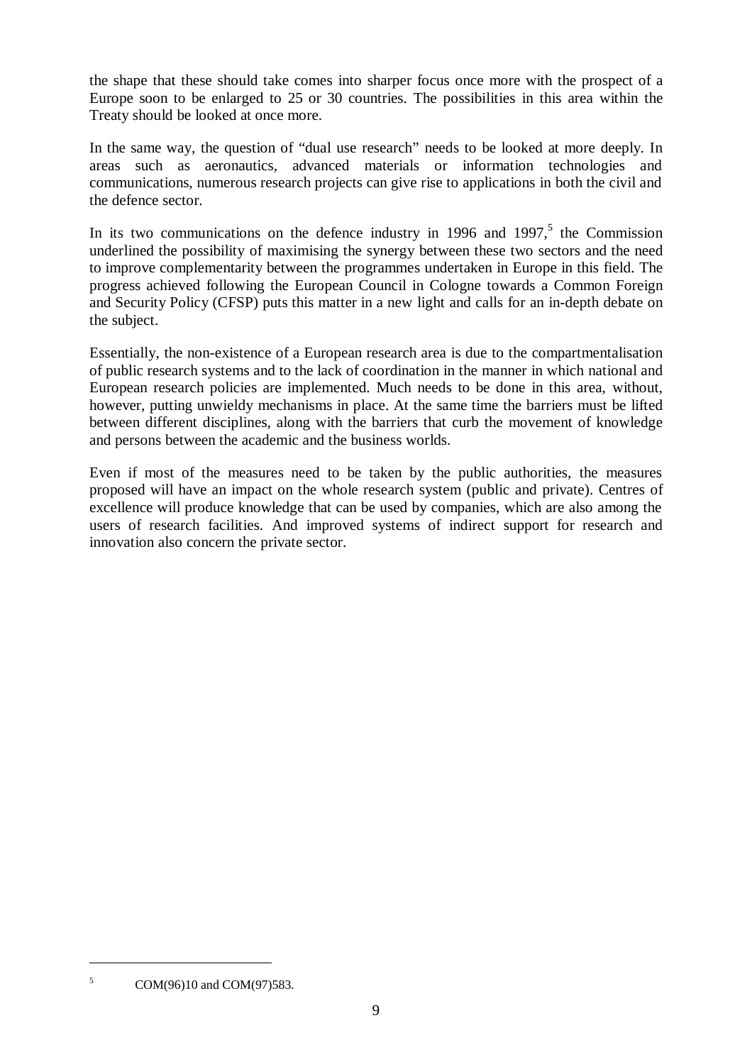the shape that these should take comes into sharper focus once more with the prospect of a Europe soon to be enlarged to 25 or 30 countries. The possibilities in this area within the Treaty should be looked at once more.

In the same way, the question of “dual use research” needs to be looked at more deeply. In areas such as aeronautics, advanced materials or information technologies and communications, numerous research projects can give rise to applications in both the civil and the defence sector.

In its two communications on the defence industry in 1996 and 1997,[5] the Commission underlined the possibility of maximising the synergy between these two sectors and the need to improve complementarity between the programmes undertaken in Europe in this field. The progress achieved following the European Council in Cologne towards a Common Foreign and Security Policy (CFSP) puts this matter in a new light and calls for an in-depth debate on the subject.

Essentially, the non-existence of a European research area is due to the compartmentalisation of public research systems and to the lack of coordination in the manner in which national and European research policies are implemented. Much needs to be done in this area, without, however, putting unwieldy mechanisms in place. At the same time the barriers must be lifted between different disciplines, along with the barriers that curb the movement of knowledge and persons between the academic and the business worlds.

Even if most of the measures need to be taken by the public authorities, the measures proposed will have an impact on the whole research system (public and private). Centres of excellence will produce knowledge that can be used by companies, which are also among the users of research facilities. And improved systems of indirect support for research and innovation also concern the private sector.

---

[5] COM(96)10 and COM(97)583.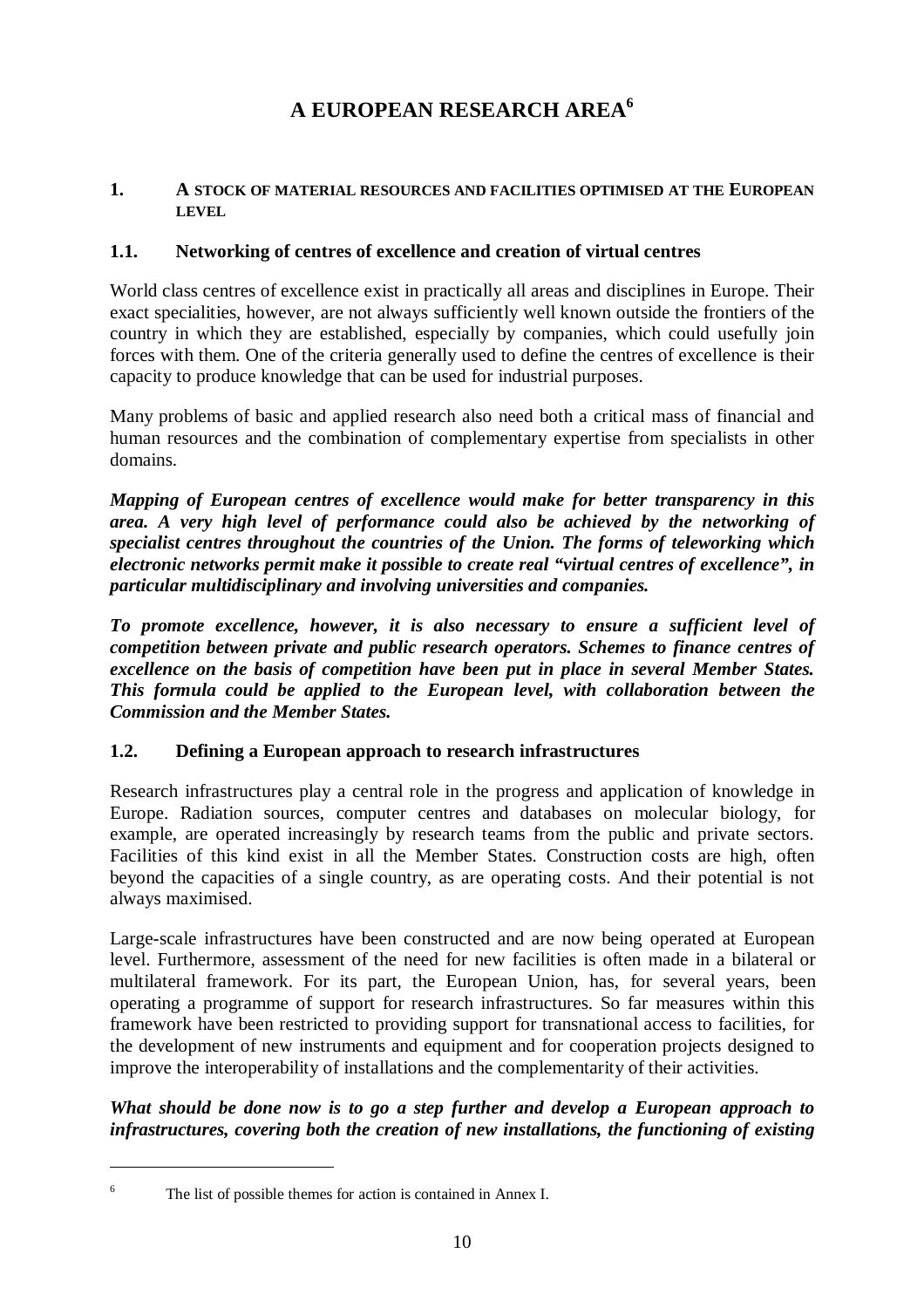# A EUROPEAN RESEARCH AREA[6]

## 1. A STOCK OF MATERIAL RESOURCES AND FACILITIES OPTIMISED AT THE EUROPEAN LEVEL

### 1.1. Networking of centres of excellence and creation of virtual centres

World class centres of excellence exist in practically all areas and disciplines in Europe. Their exact specialities, however, are not always sufficiently well known outside the frontiers of the country in which they are established, especially by companies, which could usefully join forces with them. One of the criteria generally used to define the centres of excellence is their capacity to produce knowledge that can be used for industrial purposes.

Many problems of basic and applied research also need both a critical mass of financial and human resources and the combination of complementary expertise from specialists in other domains.

***Mapping of European centres of excellence would make for better transparency in this area. A very high level of performance could also be achieved by the networking of specialist centres throughout the countries of the Union. The forms of teleworking which electronic networks permit make it possible to create real "virtual centres of excellence", in particular multidisciplinary and involving universities and companies.***

***To promote excellence, however, it is also necessary to ensure a sufficient level of competition between private and public research operators. Schemes to finance centres of excellence on the basis of competition have been put in place in several Member States. This formula could be applied to the European level, with collaboration between the Commission and the Member States.***

### 1.2. Defining a European approach to research infrastructures

Research infrastructures play a central role in the progress and application of knowledge in Europe. Radiation sources, computer centres and databases on molecular biology, for example, are operated increasingly by research teams from the public and private sectors. Facilities of this kind exist in all the Member States. Construction costs are high, often beyond the capacities of a single country, as are operating costs. And their potential is not always maximised.

Large-scale infrastructures have been constructed and are now being operated at European level. Furthermore, assessment of the need for new facilities is often made in a bilateral or multilateral framework. For its part, the European Union, has, for several years, been operating a programme of support for research infrastructures. So far measures within this framework have been restricted to providing support for transnational access to facilities, for the development of new instruments and equipment and for cooperation projects designed to improve the interoperability of installations and the complementarity of their activities.

***What should be done now is to go a step further and develop a European approach to infrastructures, covering both the creation of new installations, the functioning of existing***

---

[6] The list of possible themes for action is contained in Annex I.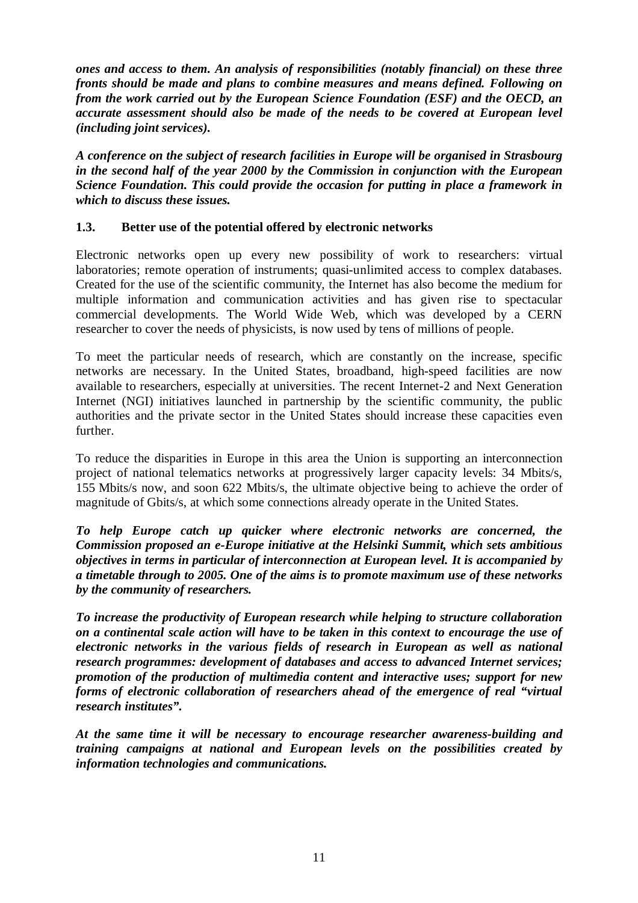***ones and access to them. An analysis of responsibilities (notably financial) on these three fronts should be made and plans to combine measures and means defined. Following on from the work carried out by the European Science Foundation (ESF) and the OECD, an accurate assessment should also be made of the needs to be covered at European level (including joint services).***

***A conference on the subject of research facilities in Europe will be organised in Strasbourg in the second half of the year 2000 by the Commission in conjunction with the European Science Foundation. This could provide the occasion for putting in place a framework in which to discuss these issues.***

### 1.3. Better use of the potential offered by electronic networks

Electronic networks open up every new possibility of work to researchers: virtual laboratories; remote operation of instruments; quasi-unlimited access to complex databases. Created for the use of the scientific community, the Internet has also become the medium for multiple information and communication activities and has given rise to spectacular commercial developments. The World Wide Web, which was developed by a CERN researcher to cover the needs of physicists, is now used by tens of millions of people.

To meet the particular needs of research, which are constantly on the increase, specific networks are necessary. In the United States, broadband, high-speed facilities are now available to researchers, especially at universities. The recent Internet-2 and Next Generation Internet (NGI) initiatives launched in partnership by the scientific community, the public authorities and the private sector in the United States should increase these capacities even further.

To reduce the disparities in Europe in this area the Union is supporting an interconnection project of national telematics networks at progressively larger capacity levels: 34 Mbits/s, 155 Mbits/s now, and soon 622 Mbits/s, the ultimate objective being to achieve the order of magnitude of Gbits/s, at which some connections already operate in the United States.

***To help Europe catch up quicker where electronic networks are concerned, the Commission proposed an e-Europe initiative at the Helsinki Summit, which sets ambitious objectives in terms in particular of interconnection at European level. It is accompanied by a timetable through to 2005. One of the aims is to promote maximum use of these networks by the community of researchers.***

***To increase the productivity of European research while helping to structure collaboration on a continental scale action will have to be taken in this context to encourage the use of electronic networks in the various fields of research in European as well as national research programmes: development of databases and access to advanced Internet services; promotion of the production of multimedia content and interactive uses; support for new forms of electronic collaboration of researchers ahead of the emergence of real "virtual research institutes".***

***At the same time it will be necessary to encourage researcher awareness-building and training campaigns at national and European levels on the possibilities created by information technologies and communications.***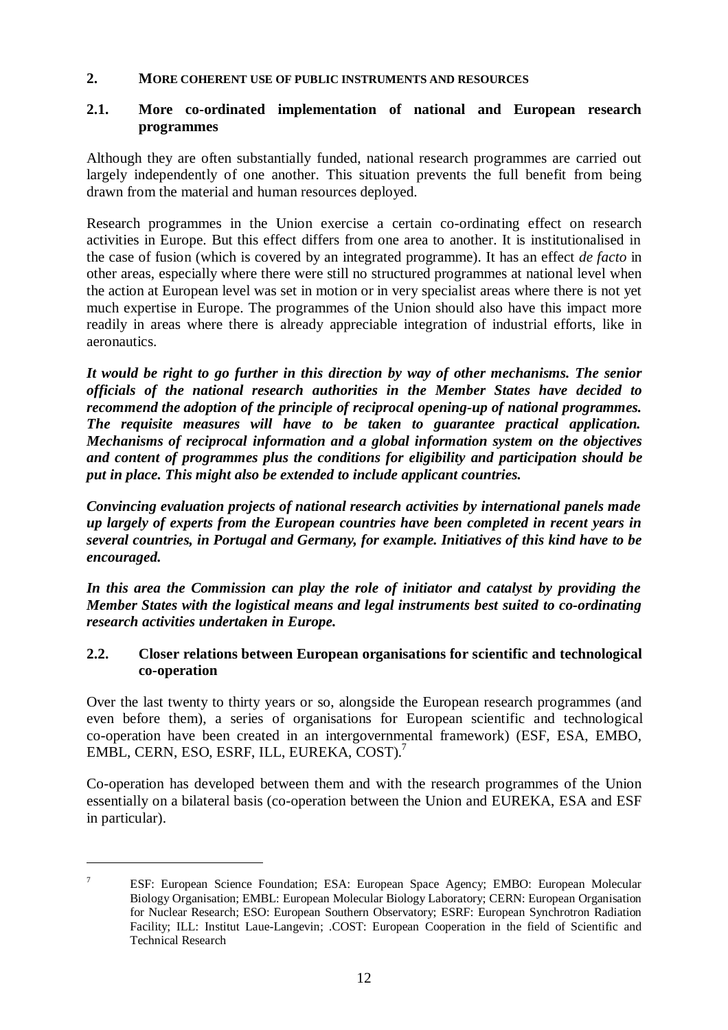## 2. MORE COHERENT USE OF PUBLIC INSTRUMENTS AND RESOURCES

### 2.1. More co-ordinated implementation of national and European research programmes

Although they are often substantially funded, national research programmes are carried out largely independently of one another. This situation prevents the full benefit from being drawn from the material and human resources deployed.

Research programmes in the Union exercise a certain co-ordinating effect on research activities in Europe. But this effect differs from one area to another. It is institutionalised in the case of fusion (which is covered by an integrated programme). It has an effect *de facto* in other areas, especially where there were still no structured programmes at national level when the action at European level was set in motion or in very specialist areas where there is not yet much expertise in Europe. The programmes of the Union should also have this impact more readily in areas where there is already appreciable integration of industrial efforts, like in aeronautics.

***It would be right to go further in this direction by way of other mechanisms. The senior officials of the national research authorities in the Member States have decided to recommend the adoption of the principle of reciprocal opening-up of national programmes. The requisite measures will have to be taken to guarantee practical application. Mechanisms of reciprocal information and a global information system on the objectives and content of programmes plus the conditions for eligibility and participation should be put in place. This might also be extended to include applicant countries.***

***Convincing evaluation projects of national research activities by international panels made up largely of experts from the European countries have been completed in recent years in several countries, in Portugal and Germany, for example. Initiatives of this kind have to be encouraged.***

***In this area the Commission can play the role of initiator and catalyst by providing the Member States with the logistical means and legal instruments best suited to co-ordinating research activities undertaken in Europe.***

### 2.2. Closer relations between European organisations for scientific and technological co-operation

Over the last twenty to thirty years or so, alongside the European research programmes (and even before them), a series of organisations for European scientific and technological co-operation have been created in an intergovernmental framework) (ESF, ESA, EMBO, EMBL, CERN, ESO, ESRF, ILL, EUREKA, COST).[7]

Co-operation has developed between them and with the research programmes of the Union essentially on a bilateral basis (co-operation between the Union and EUREKA, ESA and ESF in particular).

---

[7] ESF: European Science Foundation; ESA: European Space Agency; EMBO: European Molecular Biology Organisation; EMBL: European Molecular Biology Laboratory; CERN: European Organisation for Nuclear Research; ESO: European Southern Observatory; ESRF: European Synchrotron Radiation Facility; ILL: Institut Laue-Langevin; .COST: European Cooperation in the field of Scientific and Technical Research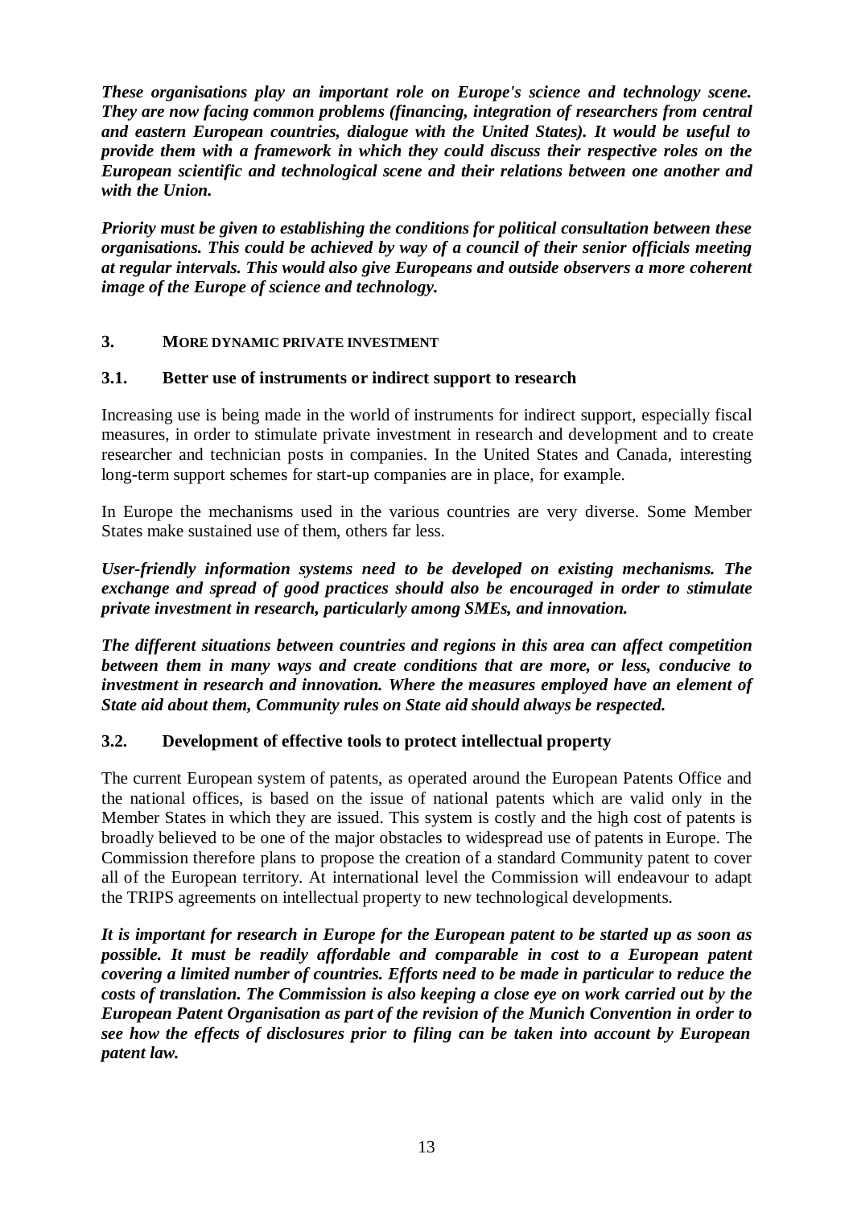***These organisations play an important role on Europe's science and technology scene. They are now facing common problems (financing, integration of researchers from central and eastern European countries, dialogue with the United States). It would be useful to provide them with a framework in which they could discuss their respective roles on the European scientific and technological scene and their relations between one another and with the Union.***

***Priority must be given to establishing the conditions for political consultation between these organisations. This could be achieved by way of a council of their senior officials meeting at regular intervals. This would also give Europeans and outside observers a more coherent image of the Europe of science and technology.***

## 3. MORE DYNAMIC PRIVATE INVESTMENT

### 3.1. Better use of instruments or indirect support to research

Increasing use is being made in the world of instruments for indirect support, especially fiscal measures, in order to stimulate private investment in research and development and to create researcher and technician posts in companies. In the United States and Canada, interesting long-term support schemes for start-up companies are in place, for example.

In Europe the mechanisms used in the various countries are very diverse. Some Member States make sustained use of them, others far less.

***User-friendly information systems need to be developed on existing mechanisms. The exchange and spread of good practices should also be encouraged in order to stimulate private investment in research, particularly among SMEs, and innovation.***

***The different situations between countries and regions in this area can affect competition between them in many ways and create conditions that are more, or less, conducive to investment in research and innovation. Where the measures employed have an element of State aid about them, Community rules on State aid should always be respected.***

### 3.2. Development of effective tools to protect intellectual property

The current European system of patents, as operated around the European Patents Office and the national offices, is based on the issue of national patents which are valid only in the Member States in which they are issued. This system is costly and the high cost of patents is broadly believed to be one of the major obstacles to widespread use of patents in Europe. The Commission therefore plans to propose the creation of a standard Community patent to cover all of the European territory. At international level the Commission will endeavour to adapt the TRIPS agreements on intellectual property to new technological developments.

***It is important for research in Europe for the European patent to be started up as soon as possible. It must be readily affordable and comparable in cost to a European patent covering a limited number of countries. Efforts need to be made in particular to reduce the costs of translation. The Commission is also keeping a close eye on work carried out by the European Patent Organisation as part of the revision of the Munich Convention in order to see how the effects of disclosures prior to filing can be taken into account by European patent law.***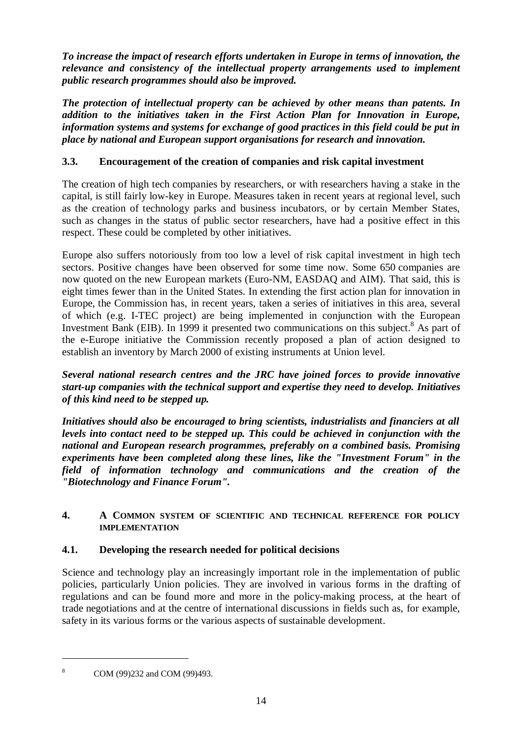***To increase the impact of research efforts undertaken in Europe in terms of innovation, the relevance and consistency of the intellectual property arrangements used to implement public research programmes should also be improved.***

***The protection of intellectual property can be achieved by other means than patents. In addition to the initiatives taken in the First Action Plan for Innovation in Europe, information systems and systems for exchange of good practices in this field could be put in place by national and European support organisations for research and innovation.***

### 3.3. Encouragement of the creation of companies and risk capital investment

The creation of high tech companies by researchers, or with researchers having a stake in the capital, is still fairly low-key in Europe. Measures taken in recent years at regional level, such as the creation of technology parks and business incubators, or by certain Member States, such as changes in the status of public sector researchers, have had a positive effect in this respect. These could be completed by other initiatives.

Europe also suffers notoriously from too low a level of risk capital investment in high tech sectors. Positive changes have been observed for some time now. Some 650 companies are now quoted on the new European markets (Euro-NM, EASDAQ and AIM). That said, this is eight times fewer than in the United States. In extending the first action plan for innovation in Europe, the Commission has, in recent years, taken a series of initiatives in this area, several of which (e.g. I-TEC project) are being implemented in conjunction with the European Investment Bank (EIB). In 1999 it presented two communications on this subject.[8] As part of the e-Europe initiative the Commission recently proposed a plan of action designed to establish an inventory by March 2000 of existing instruments at Union level.

***Several national research centres and the JRC have joined forces to provide innovative start-up companies with the technical support and expertise they need to develop. Initiatives of this kind need to be stepped up.***

***Initiatives should also be encouraged to bring scientists, industrialists and financiers at all levels into contact need to be stepped up. This could be achieved in conjunction with the national and European research programmes, preferably on a combined basis. Promising experiments have been completed along these lines, like the "Investment Forum" in the field of information technology and communications and the creation of the "Biotechnology and Finance Forum".***

## 4. A COMMON SYSTEM OF SCIENTIFIC AND TECHNICAL REFERENCE FOR POLICY IMPLEMENTATION

### 4.1. Developing the research needed for political decisions

Science and technology play an increasingly important role in the implementation of public policies, particularly Union policies. They are involved in various forms in the drafting of regulations and can be found more and more in the policy-making process, at the heart of trade negotiations and at the centre of international discussions in fields such as, for example, safety in its various forms or the various aspects of sustainable development.

---

[8] COM (99)232 and COM (99)493.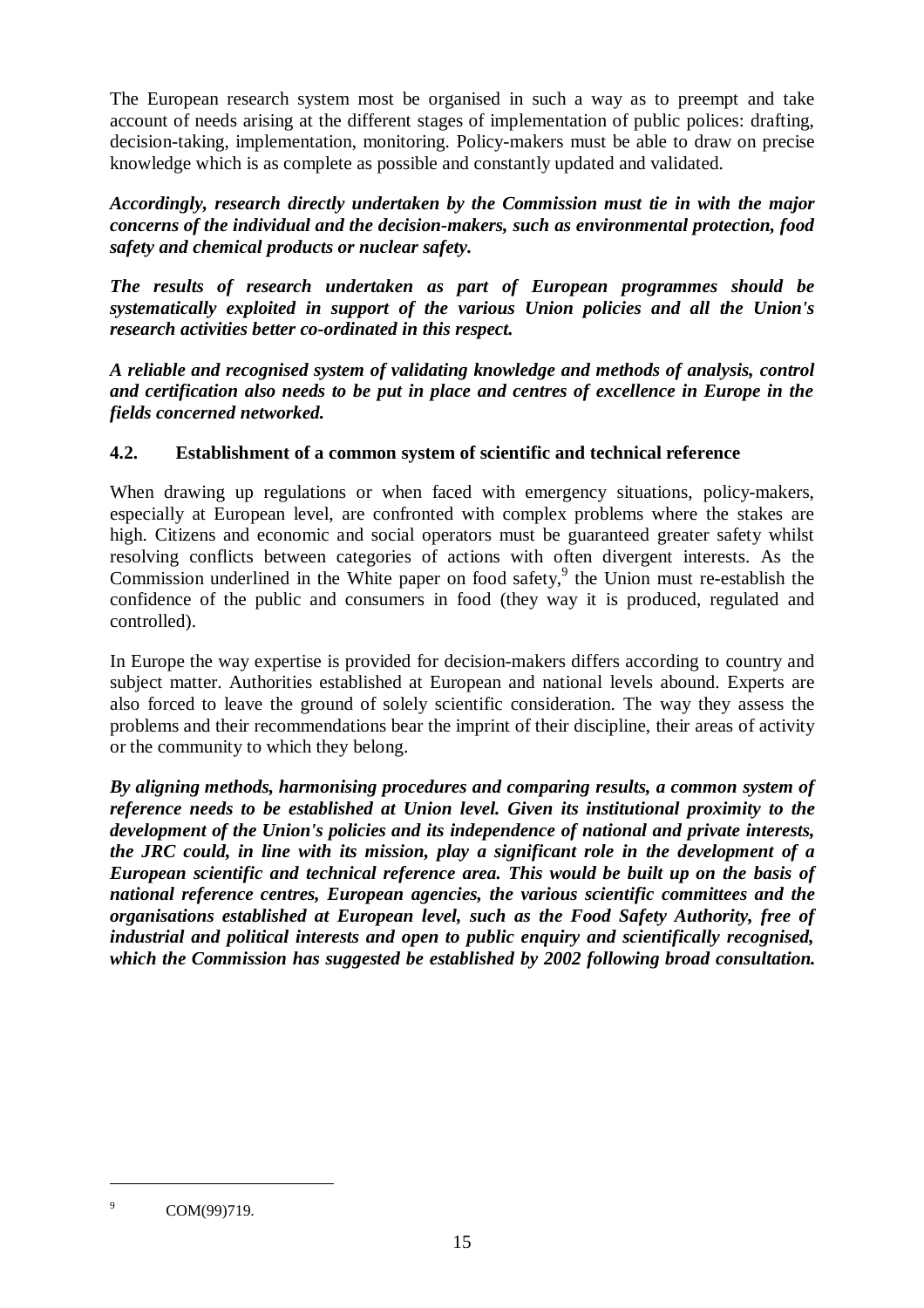The European research system most be organised in such a way as to preempt and take account of needs arising at the different stages of implementation of public polices: drafting, decision-taking, implementation, monitoring. Policy-makers must be able to draw on precise knowledge which is as complete as possible and constantly updated and validated.

***Accordingly, research directly undertaken by the Commission must tie in with the major concerns of the individual and the decision-makers, such as environmental protection, food safety and chemical products or nuclear safety.***

***The results of research undertaken as part of European programmes should be systematically exploited in support of the various Union policies and all the Union's research activities better co-ordinated in this respect.***

***A reliable and recognised system of validating knowledge and methods of analysis, control and certification also needs to be put in place and centres of excellence in Europe in the fields concerned networked.***

### 4.2. Establishment of a common system of scientific and technical reference

When drawing up regulations or when faced with emergency situations, policy-makers, especially at European level, are confronted with complex problems where the stakes are high. Citizens and economic and social operators must be guaranteed greater safety whilst resolving conflicts between categories of actions with often divergent interests. As the Commission underlined in the White paper on food safety,[9] the Union must re-establish the confidence of the public and consumers in food (they way it is produced, regulated and controlled).

In Europe the way expertise is provided for decision-makers differs according to country and subject matter. Authorities established at European and national levels abound. Experts are also forced to leave the ground of solely scientific consideration. The way they assess the problems and their recommendations bear the imprint of their discipline, their areas of activity or the community to which they belong.

***By aligning methods, harmonising procedures and comparing results, a common system of reference needs to be established at Union level. Given its institutional proximity to the development of the Union's policies and its independence of national and private interests, the JRC could, in line with its mission, play a significant role in the development of a European scientific and technical reference area. This would be built up on the basis of national reference centres, European agencies, the various scientific committees and the organisations established at European level, such as the Food Safety Authority, free of industrial and political interests and open to public enquiry and scientifically recognised, which the Commission has suggested be established by 2002 following broad consultation.***

---

[9] COM(99)719.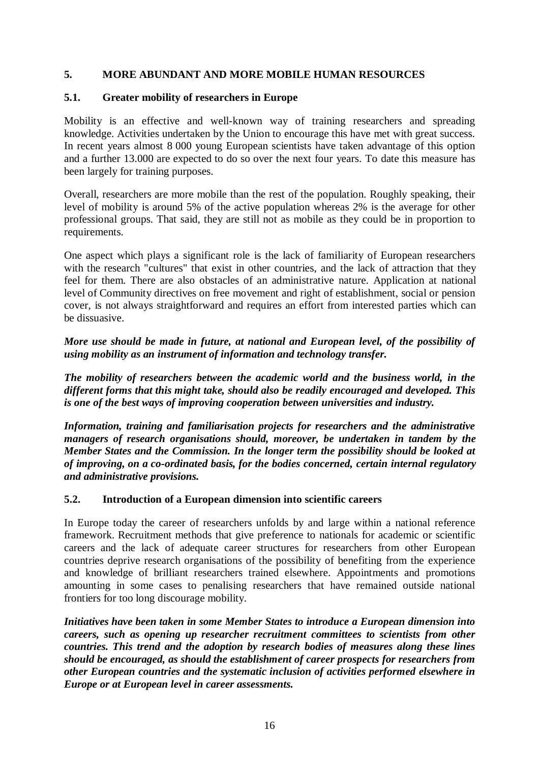## 5. MORE ABUNDANT AND MORE MOBILE HUMAN RESOURCES

### 5.1. Greater mobility of researchers in Europe

Mobility is an effective and well-known way of training researchers and spreading knowledge. Activities undertaken by the Union to encourage this have met with great success. In recent years almost 8 000 young European scientists have taken advantage of this option and a further 13.000 are expected to do so over the next four years. To date this measure has been largely for training purposes.

Overall, researchers are more mobile than the rest of the population. Roughly speaking, their level of mobility is around 5% of the active population whereas 2% is the average for other professional groups. That said, they are still not as mobile as they could be in proportion to requirements.

One aspect which plays a significant role is the lack of familiarity of European researchers with the research "cultures" that exist in other countries, and the lack of attraction that they feel for them. There are also obstacles of an administrative nature. Application at national level of Community directives on free movement and right of establishment, social or pension cover, is not always straightforward and requires an effort from interested parties which can be dissuasive.

***More use should be made in future, at national and European level, of the possibility of using mobility as an instrument of information and technology transfer.***

***The mobility of researchers between the academic world and the business world, in the different forms that this might take, should also be readily encouraged and developed. This is one of the best ways of improving cooperation between universities and industry.***

***Information, training and familiarisation projects for researchers and the administrative managers of research organisations should, moreover, be undertaken in tandem by the Member States and the Commission. In the longer term the possibility should be looked at of improving, on a co-ordinated basis, for the bodies concerned, certain internal regulatory and administrative provisions.***

### 5.2. Introduction of a European dimension into scientific careers

In Europe today the career of researchers unfolds by and large within a national reference framework. Recruitment methods that give preference to nationals for academic or scientific careers and the lack of adequate career structures for researchers from other European countries deprive research organisations of the possibility of benefiting from the experience and knowledge of brilliant researchers trained elsewhere. Appointments and promotions amounting in some cases to penalising researchers that have remained outside national frontiers for too long discourage mobility.

***Initiatives have been taken in some Member States to introduce a European dimension into careers, such as opening up researcher recruitment committees to scientists from other countries. This trend and the adoption by research bodies of measures along these lines should be encouraged, as should the establishment of career prospects for researchers from other European countries and the systematic inclusion of activities performed elsewhere in Europe or at European level in career assessments.***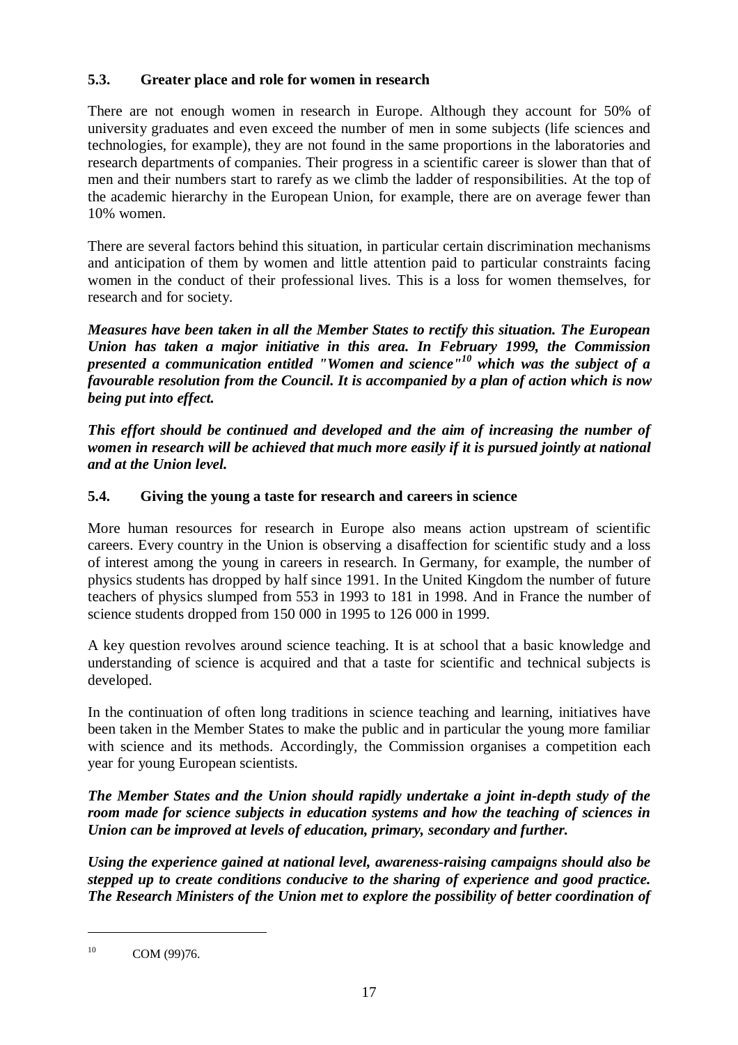### 5.3. Greater place and role for women in research

There are not enough women in research in Europe. Although they account for 50% of university graduates and even exceed the number of men in some subjects (life sciences and technologies, for example), they are not found in the same proportions in the laboratories and research departments of companies. Their progress in a scientific career is slower than that of men and their numbers start to rarefy as we climb the ladder of responsibilities. At the top of the academic hierarchy in the European Union, for example, there are on average fewer than 10% women.

There are several factors behind this situation, in particular certain discrimination mechanisms and anticipation of them by women and little attention paid to particular constraints facing women in the conduct of their professional lives. This is a loss for women themselves, for research and for society.

***Measures have been taken in all the Member States to rectify this situation. The European Union has taken a major initiative in this area. In February 1999, the Commission presented a communication entitled "Women and science"[10] which was the subject of a favourable resolution from the Council. It is accompanied by a plan of action which is now being put into effect.***

***This effort should be continued and developed and the aim of increasing the number of women in research will be achieved that much more easily if it is pursued jointly at national and at the Union level.***

### 5.4. Giving the young a taste for research and careers in science

More human resources for research in Europe also means action upstream of scientific careers. Every country in the Union is observing a disaffection for scientific study and a loss of interest among the young in careers in research. In Germany, for example, the number of physics students has dropped by half since 1991. In the United Kingdom the number of future teachers of physics slumped from 553 in 1993 to 181 in 1998. And in France the number of science students dropped from 150 000 in 1995 to 126 000 in 1999.

A key question revolves around science teaching. It is at school that a basic knowledge and understanding of science is acquired and that a taste for scientific and technical subjects is developed.

In the continuation of often long traditions in science teaching and learning, initiatives have been taken in the Member States to make the public and in particular the young more familiar with science and its methods. Accordingly, the Commission organises a competition each year for young European scientists.

***The Member States and the Union should rapidly undertake a joint in-depth study of the room made for science subjects in education systems and how the teaching of sciences in Union can be improved at levels of education, primary, secondary and further.***

***Using the experience gained at national level, awareness-raising campaigns should also be stepped up to create conditions conducive to the sharing of experience and good practice. The Research Ministers of the Union met to explore the possibility of better coordination of***

---

[10] COM (99)76.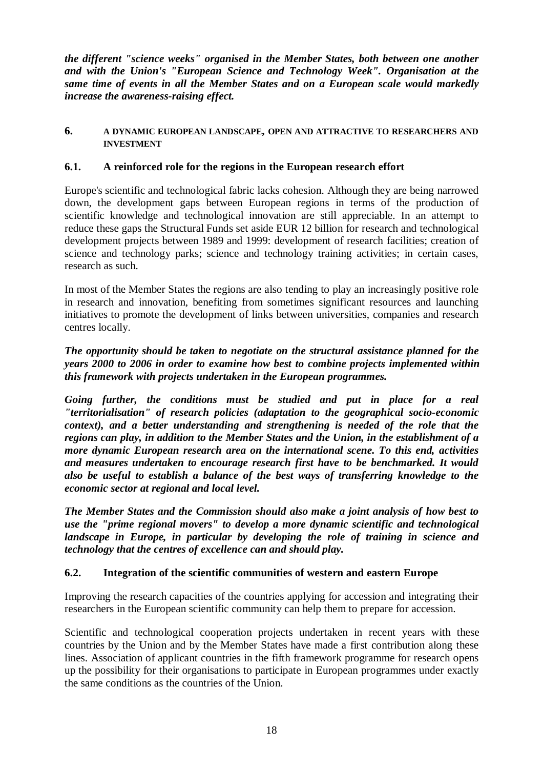***the different "science weeks" organised in the Member States, both between one another and with the Union's "European Science and Technology Week". Organisation at the same time of events in all the Member States and on a European scale would markedly increase the awareness-raising effect.***

## 6. A DYNAMIC EUROPEAN LANDSCAPE, OPEN AND ATTRACTIVE TO RESEARCHERS AND INVESTMENT

### 6.1. A reinforced role for the regions in the European research effort

Europe's scientific and technological fabric lacks cohesion. Although they are being narrowed down, the development gaps between European regions in terms of the production of scientific knowledge and technological innovation are still appreciable. In an attempt to reduce these gaps the Structural Funds set aside EUR 12 billion for research and technological development projects between 1989 and 1999: development of research facilities; creation of science and technology parks; science and technology training activities; in certain cases, research as such.

In most of the Member States the regions are also tending to play an increasingly positive role in research and innovation, benefiting from sometimes significant resources and launching initiatives to promote the development of links between universities, companies and research centres locally.

***The opportunity should be taken to negotiate on the structural assistance planned for the years 2000 to 2006 in order to examine how best to combine projects implemented within this framework with projects undertaken in the European programmes.***

***Going further, the conditions must be studied and put in place for a real "territorialisation" of research policies (adaptation to the geographical socio-economic context), and a better understanding and strengthening is needed of the role that the regions can play, in addition to the Member States and the Union, in the establishment of a more dynamic European research area on the international scene. To this end, activities and measures undertaken to encourage research first have to be benchmarked. It would also be useful to establish a balance of the best ways of transferring knowledge to the economic sector at regional and local level.***

***The Member States and the Commission should also make a joint analysis of how best to use the "prime regional movers" to develop a more dynamic scientific and technological landscape in Europe, in particular by developing the role of training in science and technology that the centres of excellence can and should play.***

### 6.2. Integration of the scientific communities of western and eastern Europe

Improving the research capacities of the countries applying for accession and integrating their researchers in the European scientific community can help them to prepare for accession.

Scientific and technological cooperation projects undertaken in recent years with these countries by the Union and by the Member States have made a first contribution along these lines. Association of applicant countries in the fifth framework programme for research opens up the possibility for their organisations to participate in European programmes under exactly the same conditions as the countries of the Union.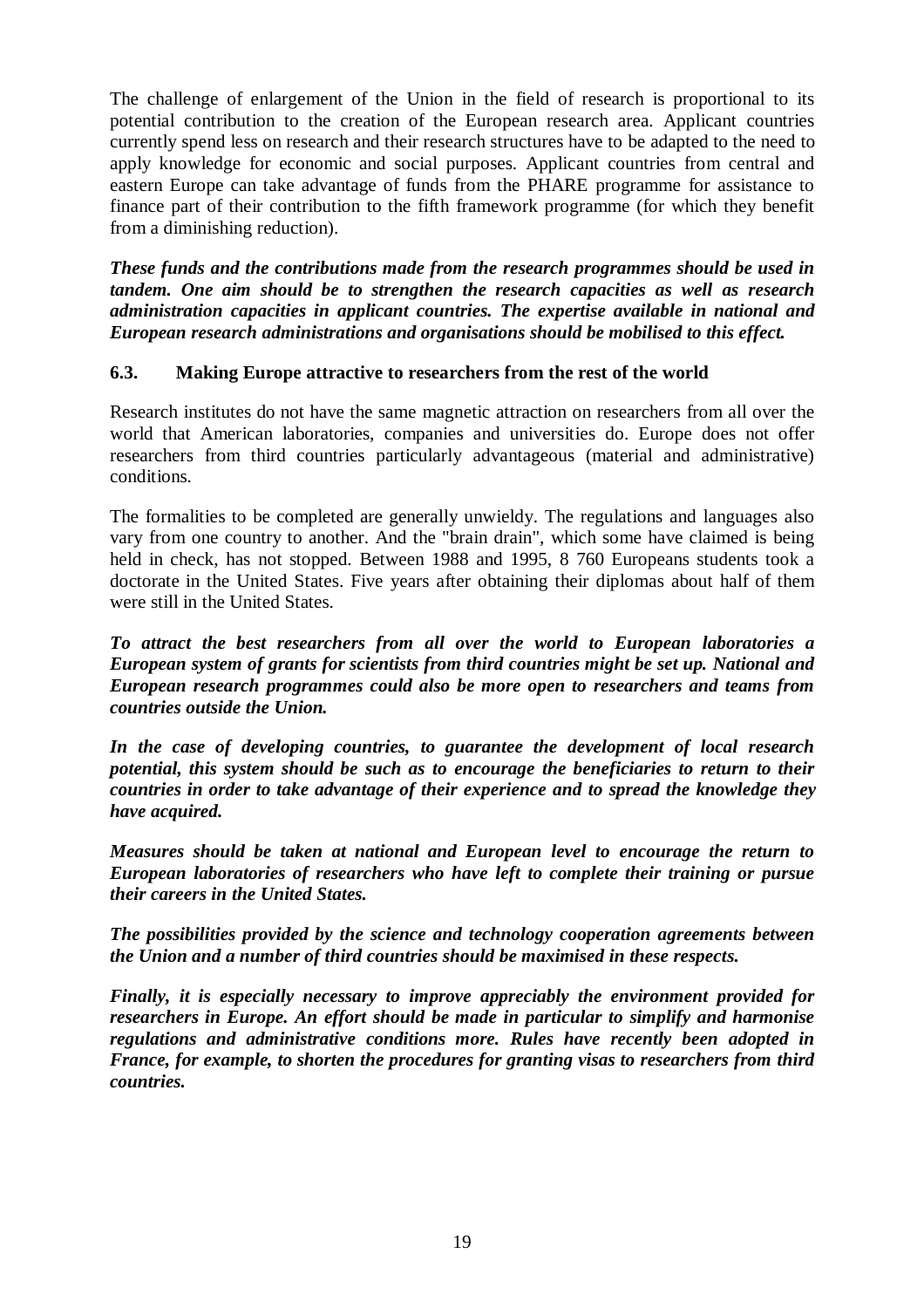The challenge of enlargement of the Union in the field of research is proportional to its potential contribution to the creation of the European research area. Applicant countries currently spend less on research and their research structures have to be adapted to the need to apply knowledge for economic and social purposes. Applicant countries from central and eastern Europe can take advantage of funds from the PHARE programme for assistance to finance part of their contribution to the fifth framework programme (for which they benefit from a diminishing reduction).

***These funds and the contributions made from the research programmes should be used in tandem. One aim should be to strengthen the research capacities as well as research administration capacities in applicant countries. The expertise available in national and European research administrations and organisations should be mobilised to this effect.***

### 6.3. Making Europe attractive to researchers from the rest of the world

Research institutes do not have the same magnetic attraction on researchers from all over the world that American laboratories, companies and universities do. Europe does not offer researchers from third countries particularly advantageous (material and administrative) conditions.

The formalities to be completed are generally unwieldy. The regulations and languages also vary from one country to another. And the "brain drain", which some have claimed is being held in check, has not stopped. Between 1988 and 1995, 8 760 Europeans students took a doctorate in the United States. Five years after obtaining their diplomas about half of them were still in the United States.

***To attract the best researchers from all over the world to European laboratories a European system of grants for scientists from third countries might be set up. National and European research programmes could also be more open to researchers and teams from countries outside the Union.***

***In the case of developing countries, to guarantee the development of local research potential, this system should be such as to encourage the beneficiaries to return to their countries in order to take advantage of their experience and to spread the knowledge they have acquired.***

***Measures should be taken at national and European level to encourage the return to European laboratories of researchers who have left to complete their training or pursue their careers in the United States.***

***The possibilities provided by the science and technology cooperation agreements between the Union and a number of third countries should be maximised in these respects.***

***Finally, it is especially necessary to improve appreciably the environment provided for researchers in Europe. An effort should be made in particular to simplify and harmonise regulations and administrative conditions more. Rules have recently been adopted in France, for example, to shorten the procedures for granting visas to researchers from third countries.***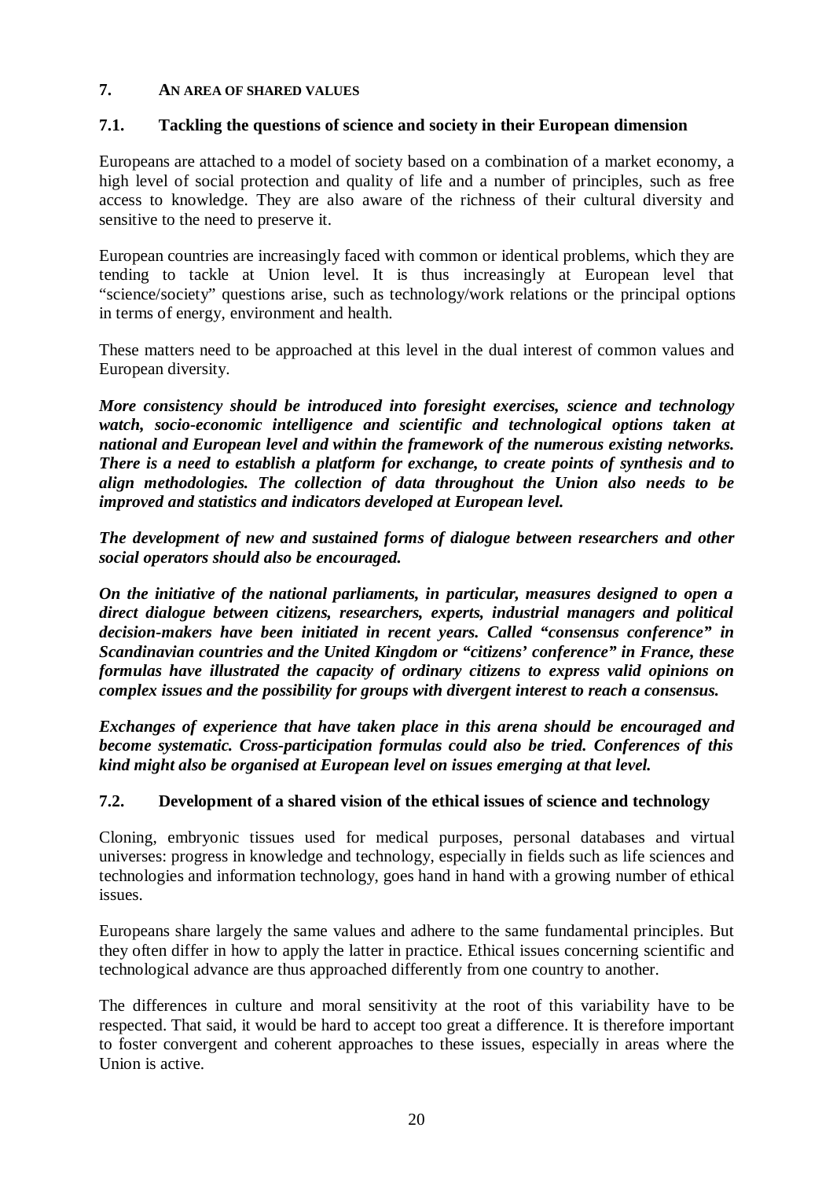## 7. AN AREA OF SHARED VALUES

### 7.1. Tackling the questions of science and society in their European dimension

Europeans are attached to a model of society based on a combination of a market economy, a high level of social protection and quality of life and a number of principles, such as free access to knowledge. They are also aware of the richness of their cultural diversity and sensitive to the need to preserve it.

European countries are increasingly faced with common or identical problems, which they are tending to tackle at Union level. It is thus increasingly at European level that "science/society" questions arise, such as technology/work relations or the principal options in terms of energy, environment and health.

These matters need to be approached at this level in the dual interest of common values and European diversity.

***More consistency should be introduced into foresight exercises, science and technology watch, socio-economic intelligence and scientific and technological options taken at national and European level and within the framework of the numerous existing networks. There is a need to establish a platform for exchange, to create points of synthesis and to align methodologies. The collection of data throughout the Union also needs to be improved and statistics and indicators developed at European level.***

***The development of new and sustained forms of dialogue between researchers and other social operators should also be encouraged.***

***On the initiative of the national parliaments, in particular, measures designed to open a direct dialogue between citizens, researchers, experts, industrial managers and political decision-makers have been initiated in recent years. Called "consensus conference" in Scandinavian countries and the United Kingdom or "citizens' conference" in France, these formulas have illustrated the capacity of ordinary citizens to express valid opinions on complex issues and the possibility for groups with divergent interest to reach a consensus.***

***Exchanges of experience that have taken place in this arena should be encouraged and become systematic. Cross-participation formulas could also be tried. Conferences of this kind might also be organised at European level on issues emerging at that level.***

### 7.2. Development of a shared vision of the ethical issues of science and technology

Cloning, embryonic tissues used for medical purposes, personal databases and virtual universes: progress in knowledge and technology, especially in fields such as life sciences and technologies and information technology, goes hand in hand with a growing number of ethical issues.

Europeans share largely the same values and adhere to the same fundamental principles. But they often differ in how to apply the latter in practice. Ethical issues concerning scientific and technological advance are thus approached differently from one country to another.

The differences in culture and moral sensitivity at the root of this variability have to be respected. That said, it would be hard to accept too great a difference. It is therefore important to foster convergent and coherent approaches to these issues, especially in areas where the Union is active.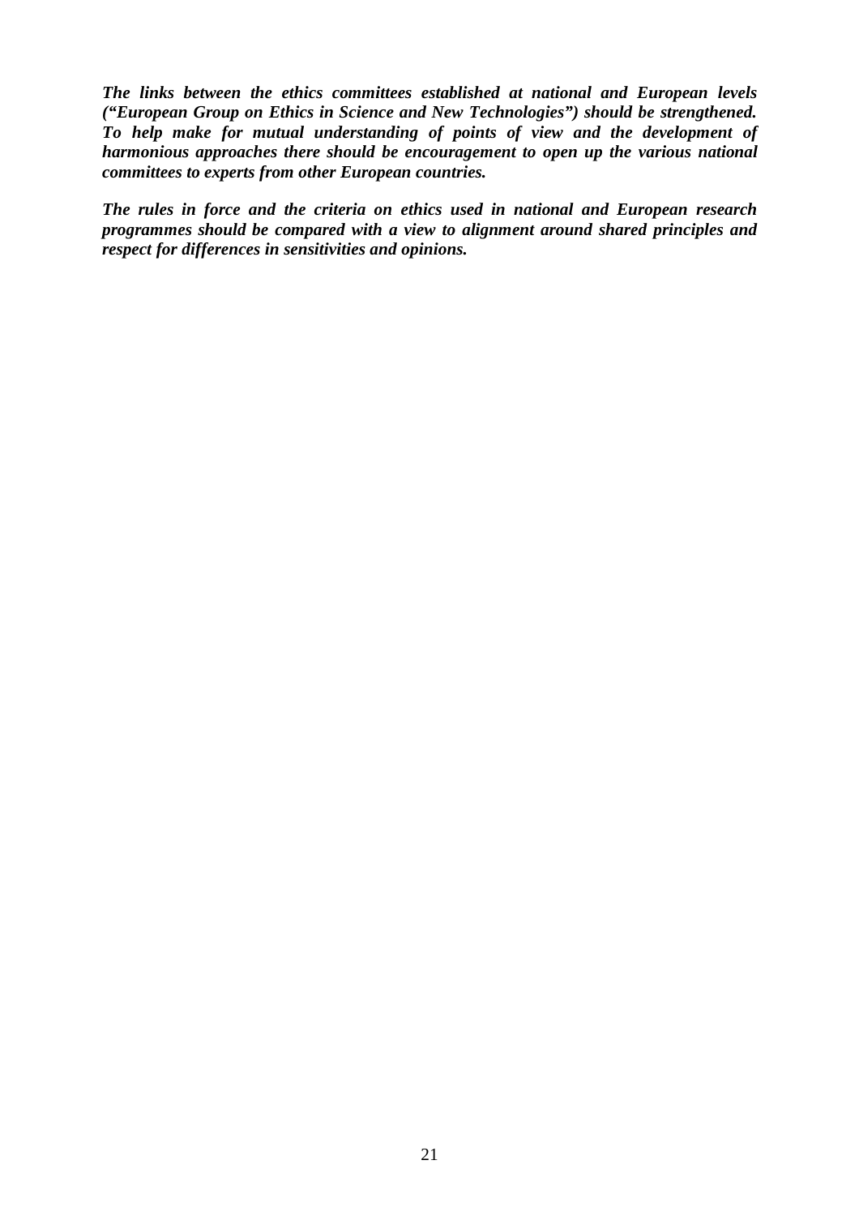***The links between the ethics committees established at national and European levels ("European Group on Ethics in Science and New Technologies") should be strengthened. To help make for mutual understanding of points of view and the development of harmonious approaches there should be encouragement to open up the various national committees to experts from other European countries.***

***The rules in force and the criteria on ethics used in national and European research programmes should be compared with a view to alignment around shared principles and respect for differences in sensitivities and opinions.***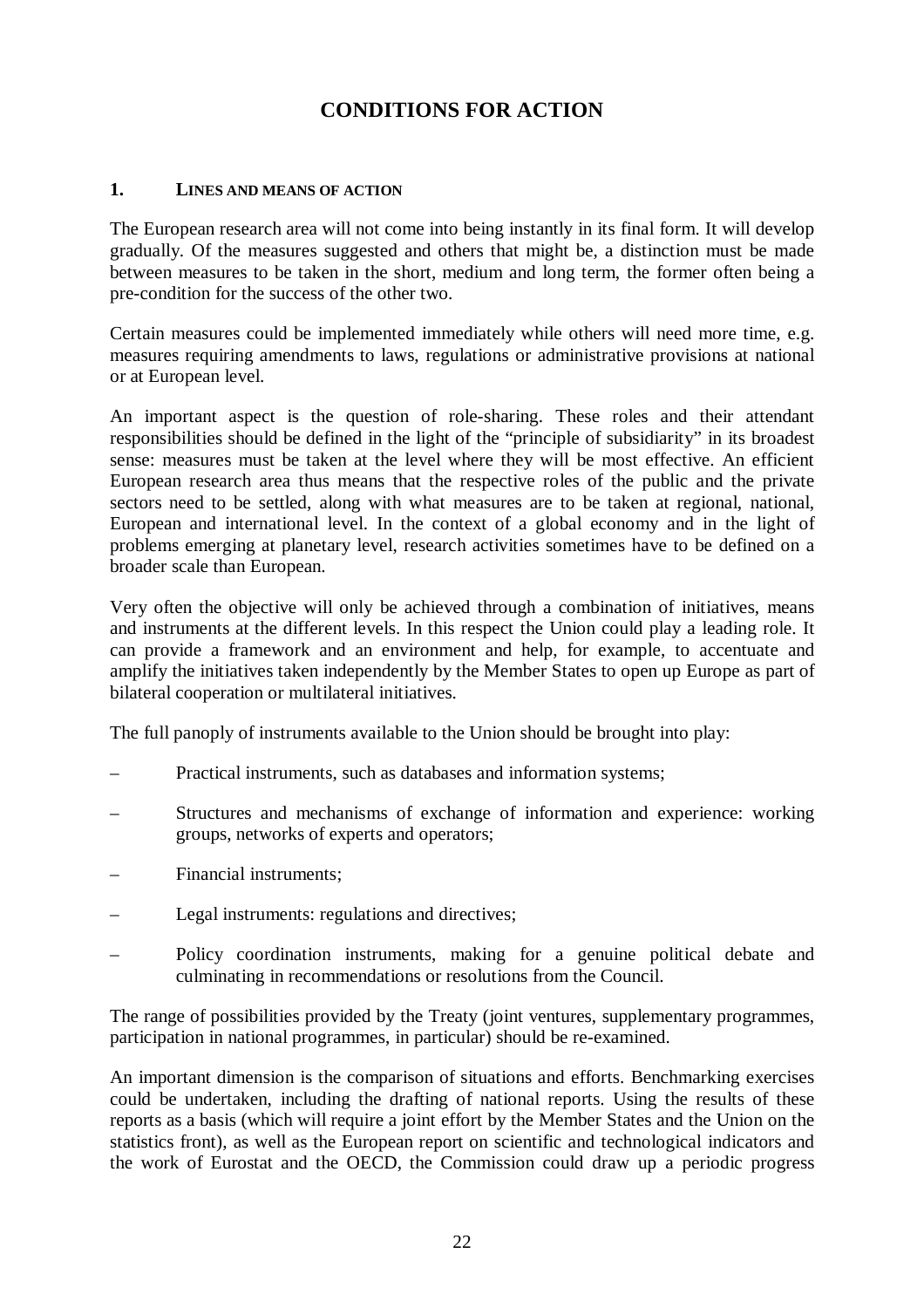# CONDITIONS FOR ACTION

## 1. LINES AND MEANS OF ACTION

The European research area will not come into being instantly in its final form. It will develop gradually. Of the measures suggested and others that might be, a distinction must be made between measures to be taken in the short, medium and long term, the former often being a pre-condition for the success of the other two.

Certain measures could be implemented immediately while others will need more time, e.g. measures requiring amendments to laws, regulations or administrative provisions at national or at European level.

An important aspect is the question of role-sharing. These roles and their attendant responsibilities should be defined in the light of the "principle of subsidiarity" in its broadest sense: measures must be taken at the level where they will be most effective. An efficient European research area thus means that the respective roles of the public and the private sectors need to be settled, along with what measures are to be taken at regional, national, European and international level. In the context of a global economy and in the light of problems emerging at planetary level, research activities sometimes have to be defined on a broader scale than European.

Very often the objective will only be achieved through a combination of initiatives, means and instruments at the different levels. In this respect the Union could play a leading role. It can provide a framework and an environment and help, for example, to accentuate and amplify the initiatives taken independently by the Member States to open up Europe as part of bilateral cooperation or multilateral initiatives.

The full panoply of instruments available to the Union should be brought into play:

- Practical instruments, such as databases and information systems;
- Structures and mechanisms of exchange of information and experience: working groups, networks of experts and operators;
- Financial instruments;
- Legal instruments: regulations and directives;
- Policy coordination instruments, making for a genuine political debate and culminating in recommendations or resolutions from the Council.

The range of possibilities provided by the Treaty (joint ventures, supplementary programmes, participation in national programmes, in particular) should be re-examined.

An important dimension is the comparison of situations and efforts. Benchmarking exercises could be undertaken, including the drafting of national reports. Using the results of these reports as a basis (which will require a joint effort by the Member States and the Union on the statistics front), as well as the European report on scientific and technological indicators and the work of Eurostat and the OECD, the Commission could draw up a periodic progress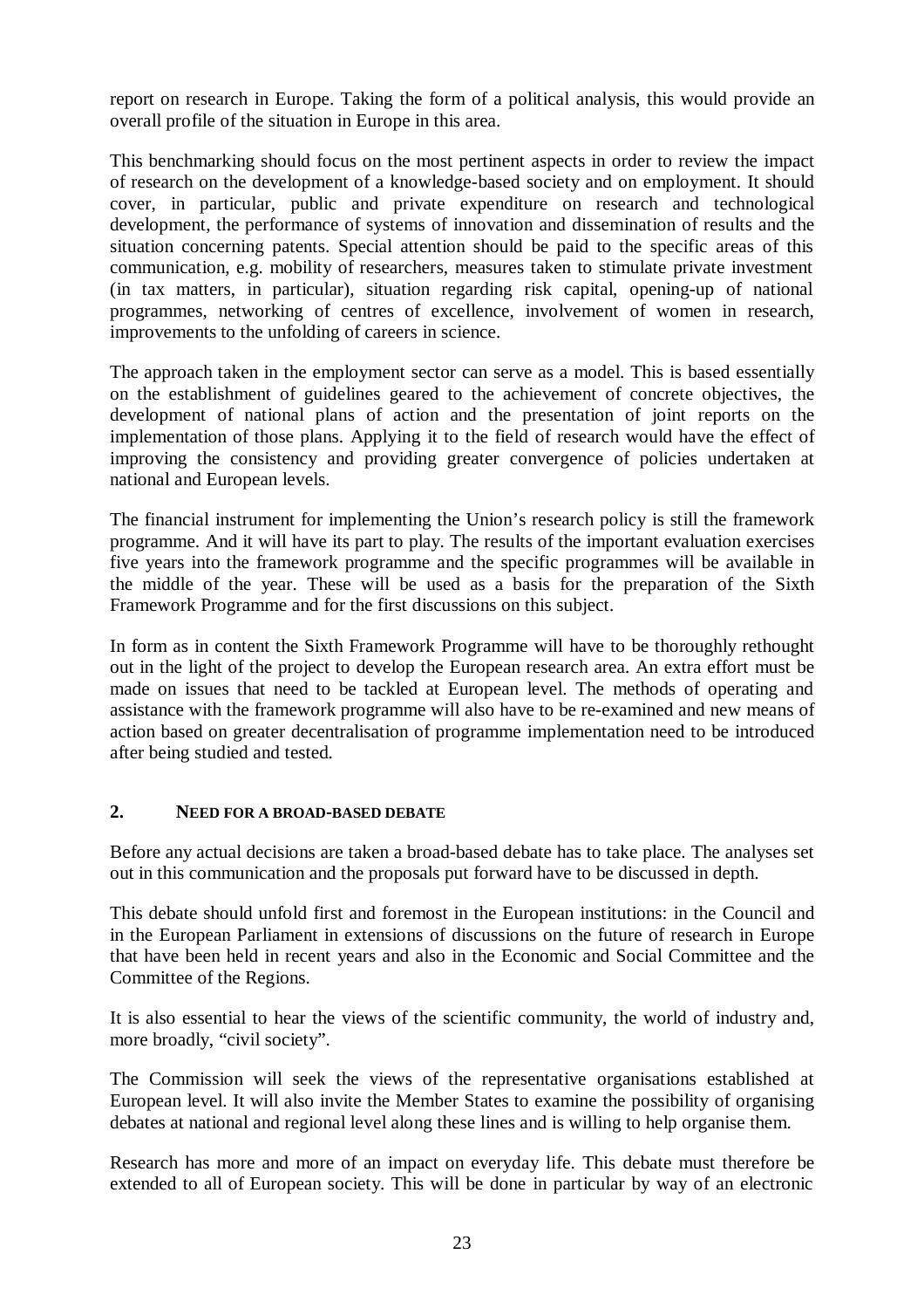report on research in Europe. Taking the form of a political analysis, this would provide an overall profile of the situation in Europe in this area.

This benchmarking should focus on the most pertinent aspects in order to review the impact of research on the development of a knowledge-based society and on employment. It should cover, in particular, public and private expenditure on research and technological development, the performance of systems of innovation and dissemination of results and the situation concerning patents. Special attention should be paid to the specific areas of this communication, e.g. mobility of researchers, measures taken to stimulate private investment (in tax matters, in particular), situation regarding risk capital, opening-up of national programmes, networking of centres of excellence, involvement of women in research, improvements to the unfolding of careers in science.

The approach taken in the employment sector can serve as a model. This is based essentially on the establishment of guidelines geared to the achievement of concrete objectives, the development of national plans of action and the presentation of joint reports on the implementation of those plans. Applying it to the field of research would have the effect of improving the consistency and providing greater convergence of policies undertaken at national and European levels.

The financial instrument for implementing the Union's research policy is still the framework programme. And it will have its part to play. The results of the important evaluation exercises five years into the framework programme and the specific programmes will be available in the middle of the year. These will be used as a basis for the preparation of the Sixth Framework Programme and for the first discussions on this subject.

In form as in content the Sixth Framework Programme will have to be thoroughly rethought out in the light of the project to develop the European research area. An extra effort must be made on issues that need to be tackled at European level. The methods of operating and assistance with the framework programme will also have to be re-examined and new means of action based on greater decentralisation of programme implementation need to be introduced after being studied and tested.

## 2. NEED FOR A BROAD-BASED DEBATE

Before any actual decisions are taken a broad-based debate has to take place. The analyses set out in this communication and the proposals put forward have to be discussed in depth.

This debate should unfold first and foremost in the European institutions: in the Council and in the European Parliament in extensions of discussions on the future of research in Europe that have been held in recent years and also in the Economic and Social Committee and the Committee of the Regions.

It is also essential to hear the views of the scientific community, the world of industry and, more broadly, "civil society".

The Commission will seek the views of the representative organisations established at European level. It will also invite the Member States to examine the possibility of organising debates at national and regional level along these lines and is willing to help organise them.

Research has more and more of an impact on everyday life. This debate must therefore be extended to all of European society. This will be done in particular by way of an electronic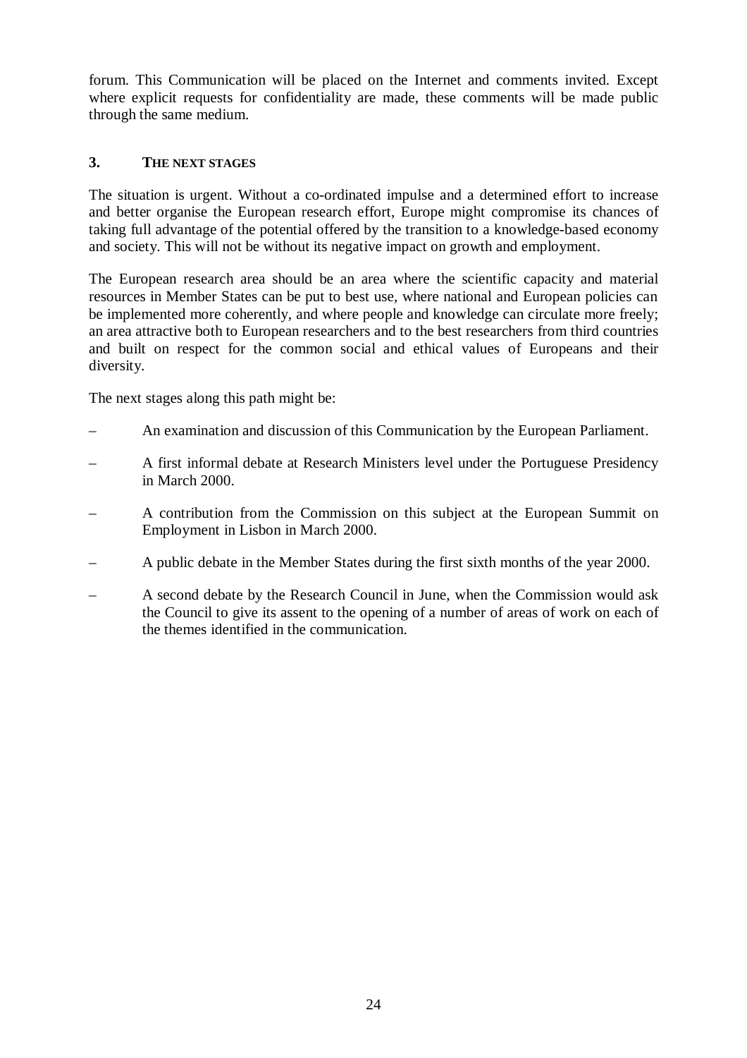forum. This Communication will be placed on the Internet and comments invited. Except where explicit requests for confidentiality are made, these comments will be made public through the same medium.

## 3. THE NEXT STAGES

The situation is urgent. Without a co-ordinated impulse and a determined effort to increase and better organise the European research effort, Europe might compromise its chances of taking full advantage of the potential offered by the transition to a knowledge-based economy and society. This will not be without its negative impact on growth and employment.

The European research area should be an area where the scientific capacity and material resources in Member States can be put to best use, where national and European policies can be implemented more coherently, and where people and knowledge can circulate more freely; an area attractive both to European researchers and to the best researchers from third countries and built on respect for the common social and ethical values of Europeans and their diversity.

The next stages along this path might be:

- An examination and discussion of this Communication by the European Parliament.
- A first informal debate at Research Ministers level under the Portuguese Presidency in March 2000.
- A contribution from the Commission on this subject at the European Summit on Employment in Lisbon in March 2000.
- A public debate in the Member States during the first sixth months of the year 2000.
- A second debate by the Research Council in June, when the Commission would ask the Council to give its assent to the opening of a number of areas of work on each of the themes identified in the communication.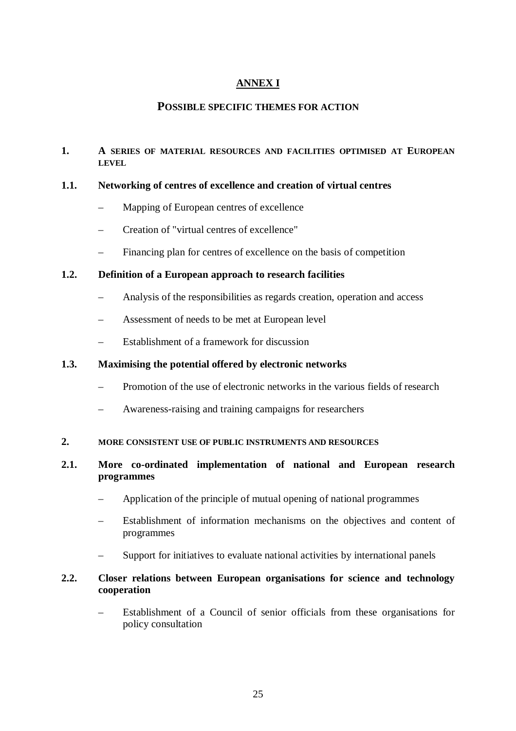# ANNEX I

## POSSIBLE SPECIFIC THEMES FOR ACTION

### 1. A SERIES OF MATERIAL RESOURCES AND FACILITIES OPTIMISED AT EUROPEAN LEVEL

#### 1.1. Networking of centres of excellence and creation of virtual centres

- Mapping of European centres of excellence
- Creation of "virtual centres of excellence"
- Financing plan for centres of excellence on the basis of competition

#### 1.2. Definition of a European approach to research facilities

- Analysis of the responsibilities as regards creation, operation and access
- Assessment of needs to be met at European level
- Establishment of a framework for discussion

#### 1.3. Maximising the potential offered by electronic networks

- Promotion of the use of electronic networks in the various fields of research
- Awareness-raising and training campaigns for researchers

### 2. MORE CONSISTENT USE OF PUBLIC INSTRUMENTS AND RESOURCES

#### 2.1. More co-ordinated implementation of national and European research programmes

- Application of the principle of mutual opening of national programmes
- Establishment of information mechanisms on the objectives and content of programmes
- Support for initiatives to evaluate national activities by international panels

#### 2.2. Closer relations between European organisations for science and technology cooperation

- Establishment of a Council of senior officials from these organisations for policy consultation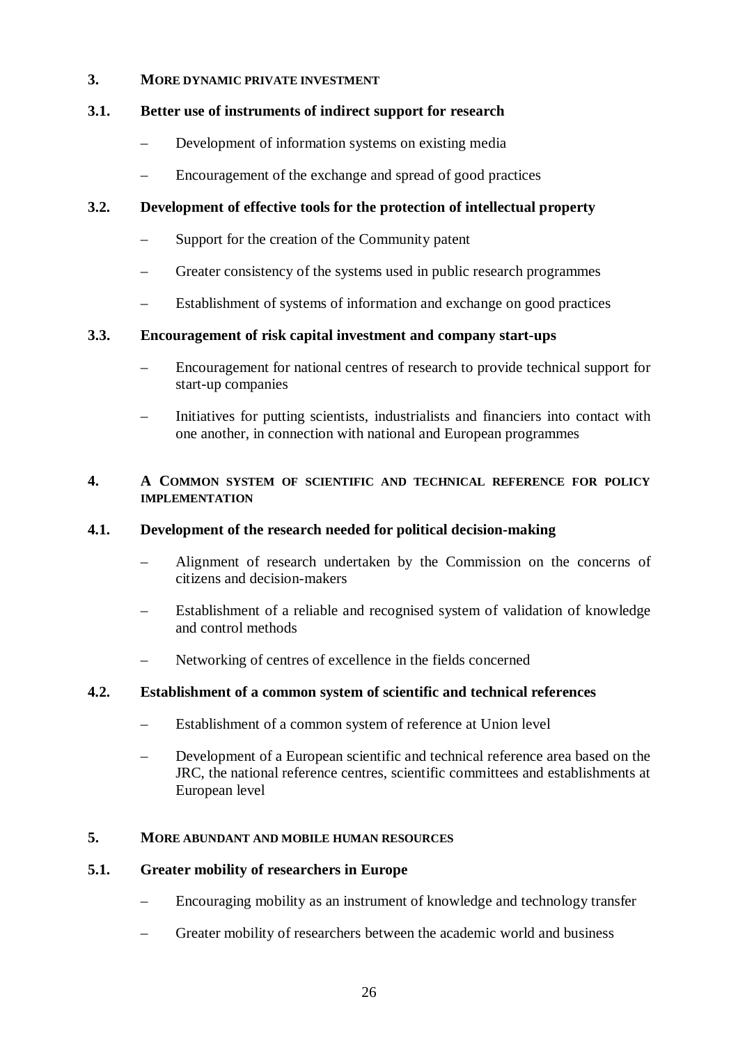## 3. MORE DYNAMIC PRIVATE INVESTMENT

### 3.1. Better use of instruments of indirect support for research

- Development of information systems on existing media
- Encouragement of the exchange and spread of good practices

### 3.2. Development of effective tools for the protection of intellectual property

- Support for the creation of the Community patent
- Greater consistency of the systems used in public research programmes
- Establishment of systems of information and exchange on good practices

### 3.3. Encouragement of risk capital investment and company start-ups

- Encouragement for national centres of research to provide technical support for start-up companies
- Initiatives for putting scientists, industrialists and financiers into contact with one another, in connection with national and European programmes

## 4. A COMMON SYSTEM OF SCIENTIFIC AND TECHNICAL REFERENCE FOR POLICY IMPLEMENTATION

### 4.1. Development of the research needed for political decision-making

- Alignment of research undertaken by the Commission on the concerns of citizens and decision-makers
- Establishment of a reliable and recognised system of validation of knowledge and control methods
- Networking of centres of excellence in the fields concerned

### 4.2. Establishment of a common system of scientific and technical references

- Establishment of a common system of reference at Union level
- Development of a European scientific and technical reference area based on the JRC, the national reference centres, scientific committees and establishments at European level

## 5. MORE ABUNDANT AND MOBILE HUMAN RESOURCES

### 5.1. Greater mobility of researchers in Europe

- Encouraging mobility as an instrument of knowledge and technology transfer
- Greater mobility of researchers between the academic world and business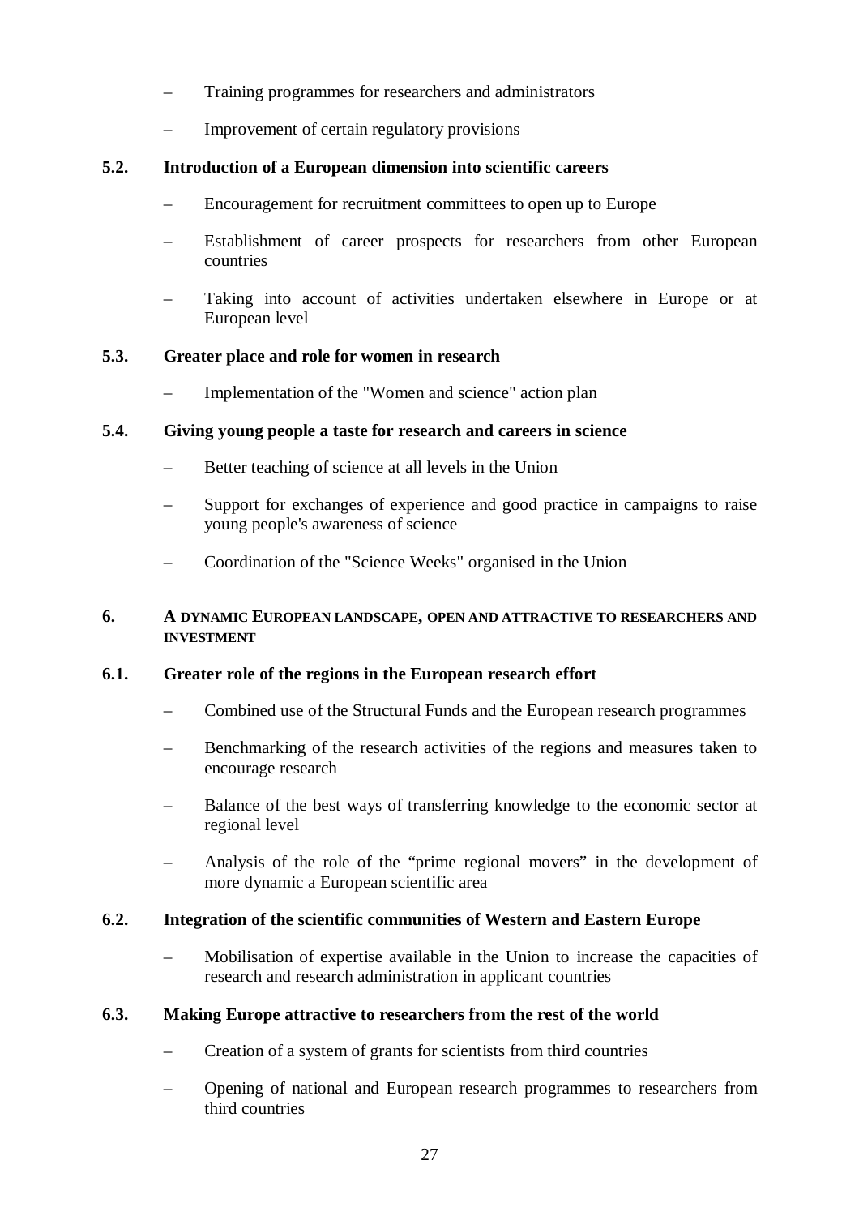– Training programmes for researchers and administrators

– Improvement of certain regulatory provisions

### 5.2. Introduction of a European dimension into scientific careers

– Encouragement for recruitment committees to open up to Europe

– Establishment of career prospects for researchers from other European countries

– Taking into account of activities undertaken elsewhere in Europe or at European level

### 5.3. Greater place and role for women in research

– Implementation of the "Women and science" action plan

### 5.4. Giving young people a taste for research and careers in science

– Better teaching of science at all levels in the Union

– Support for exchanges of experience and good practice in campaigns to raise young people's awareness of science

– Coordination of the "Science Weeks" organised in the Union

## 6. A DYNAMIC EUROPEAN LANDSCAPE, OPEN AND ATTRACTIVE TO RESEARCHERS AND INVESTMENT

### 6.1. Greater role of the regions in the European research effort

– Combined use of the Structural Funds and the European research programmes

– Benchmarking of the research activities of the regions and measures taken to encourage research

– Balance of the best ways of transferring knowledge to the economic sector at regional level

– Analysis of the role of the "prime regional movers" in the development of more dynamic a European scientific area

### 6.2. Integration of the scientific communities of Western and Eastern Europe

– Mobilisation of expertise available in the Union to increase the capacities of research and research administration in applicant countries

### 6.3. Making Europe attractive to researchers from the rest of the world

– Creation of a system of grants for scientists from third countries

– Opening of national and European research programmes to researchers from third countries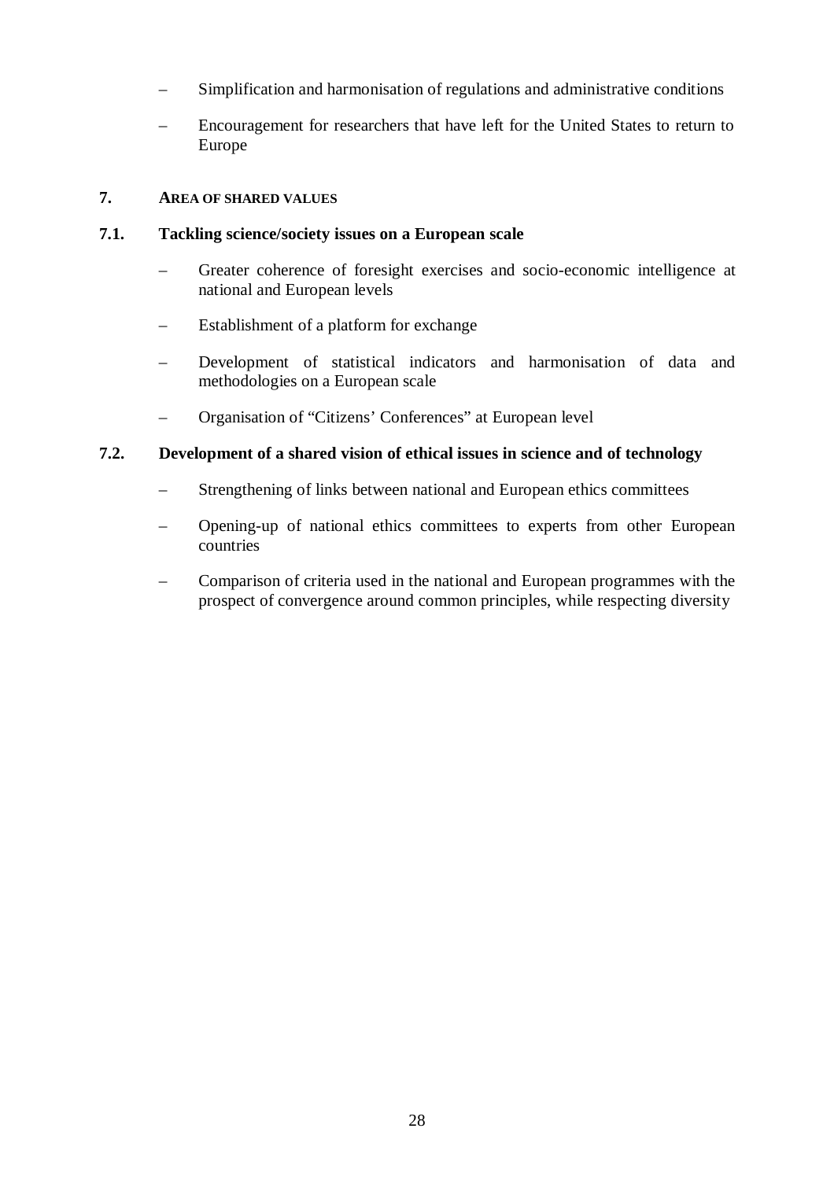- Simplification and harmonisation of regulations and administrative conditions
- Encouragement for researchers that have left for the United States to return to Europe

## 7. AREA OF SHARED VALUES

### 7.1. Tackling science/society issues on a European scale

- Greater coherence of foresight exercises and socio-economic intelligence at national and European levels
- Establishment of a platform for exchange
- Development of statistical indicators and harmonisation of data and methodologies on a European scale
- Organisation of "Citizens' Conferences" at European level

### 7.2. Development of a shared vision of ethical issues in science and of technology

- Strengthening of links between national and European ethics committees
- Opening-up of national ethics committees to experts from other European countries
- Comparison of criteria used in the national and European programmes with the prospect of convergence around common principles, while respecting diversity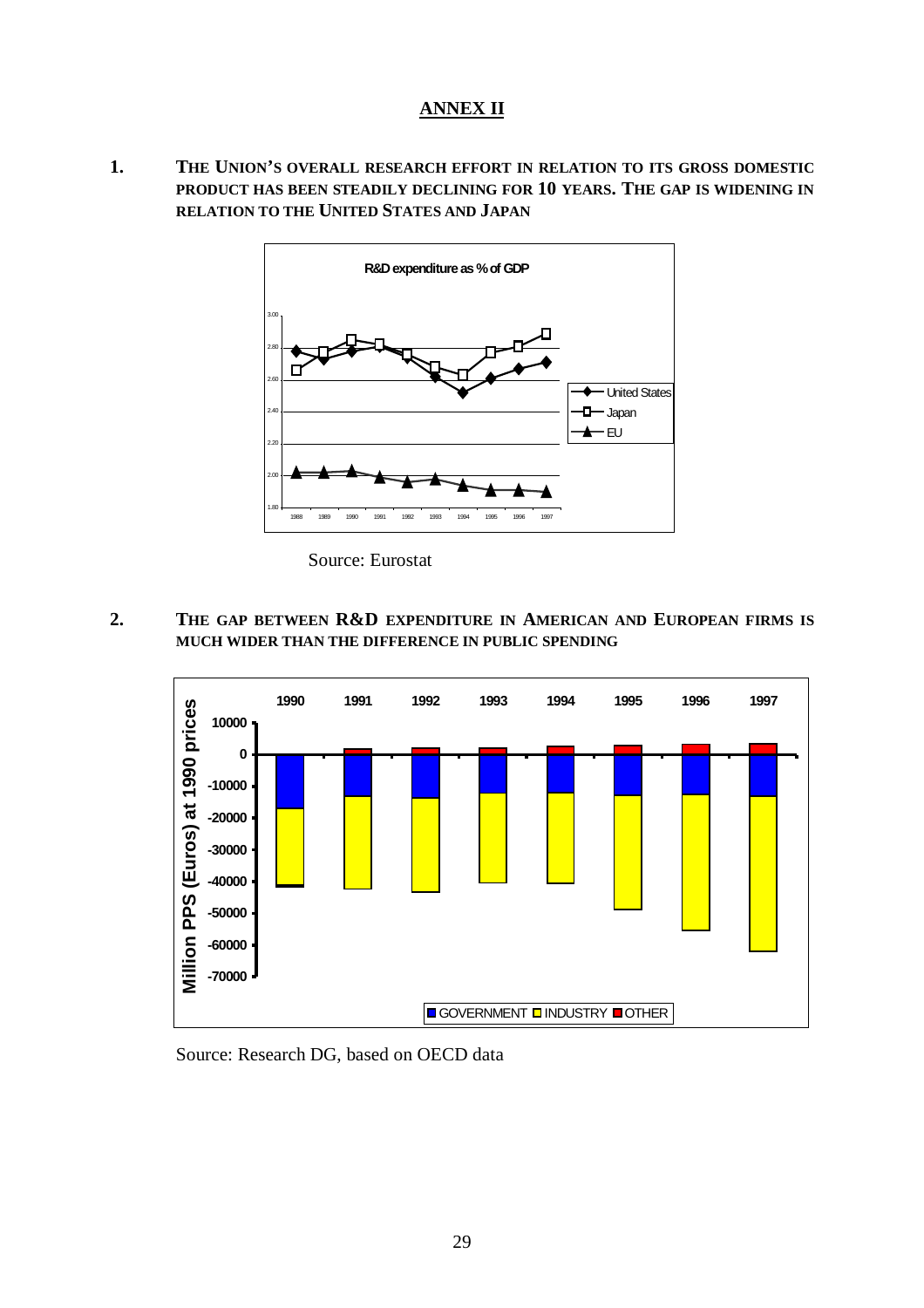## ANNEX II

### 1. THE UNION'S OVERALL RESEARCH EFFORT IN RELATION TO ITS GROSS DOMESTIC PRODUCT HAS BEEN STEADILY DECLINING FOR 10 YEARS. THE GAP IS WIDENING IN RELATION TO THE UNITED STATES AND JAPAN

Source: Eurostat

### 2. THE GAP BETWEEN R&D EXPENDITURE IN AMERICAN AND EUROPEAN FIRMS IS MUCH WIDER THAN THE DIFFERENCE IN PUBLIC SPENDING

Source: Research DG, based on OECD data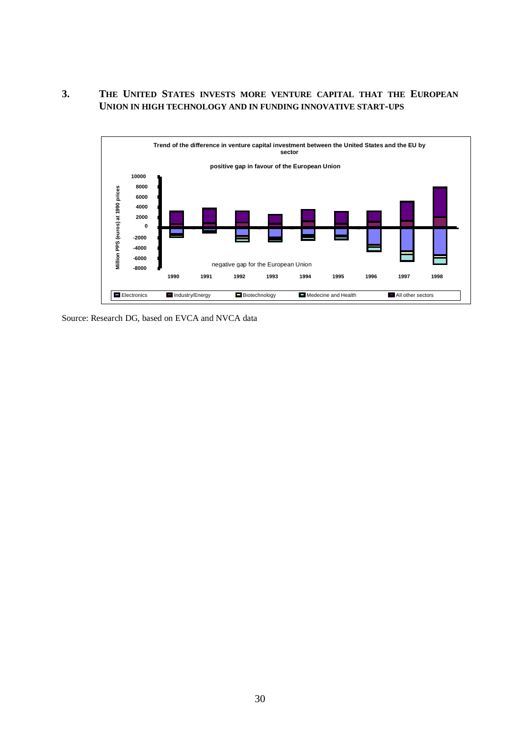## 3. THE UNITED STATES INVESTS MORE VENTURE CAPITAL THAT THE EUROPEAN UNION IN HIGH TECHNOLOGY AND IN FUNDING INNOVATIVE START-UPS

**Trend of the difference in venture capital investment between the United States and the EU by sector**

positive gap in favour of the European Union

negative gap for the European Union

Million PPS (euros) at 1990 prices

Electronics · Industry/Energy · Biotechnology · Medecine and Health · All other sectors

Source: Research DG, based on EVCA and NVCA data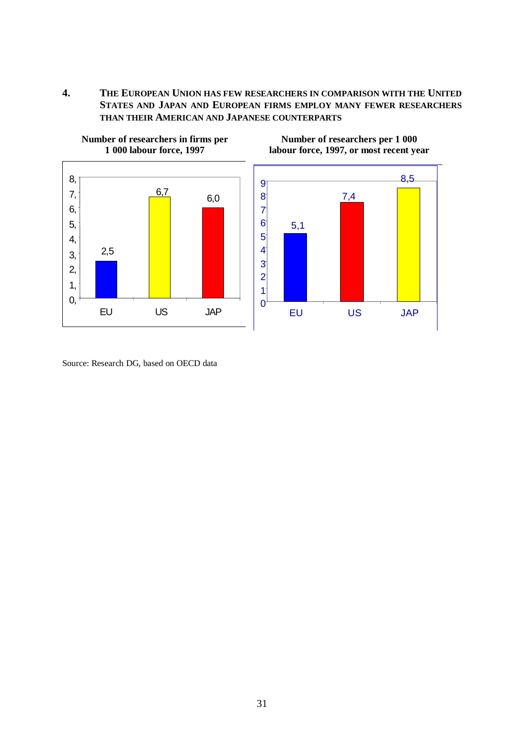**4. THE EUROPEAN UNION HAS FEW RESEARCHERS IN COMPARISON WITH THE UNITED STATES AND JAPAN AND EUROPEAN FIRMS EMPLOY MANY FEWER RESEARCHERS THAN THEIR AMERICAN AND JAPANESE COUNTERPARTS**

**Number of researchers in firms per 1 000 labour force, 1997**

| | EU | US | JAP |
|---|---|---|---|
| Researchers in firms per 1 000 labour force | 2,5 | 6,7 | 6,0 |

**Number of researchers per 1 000 labour force, 1997, or most recent year**

| | EU | US | JAP |
|---|---|---|---|
| Researchers per 1 000 labour force | 5,1 | 7,4 | 8,5 |

Source: Research DG, based on OECD data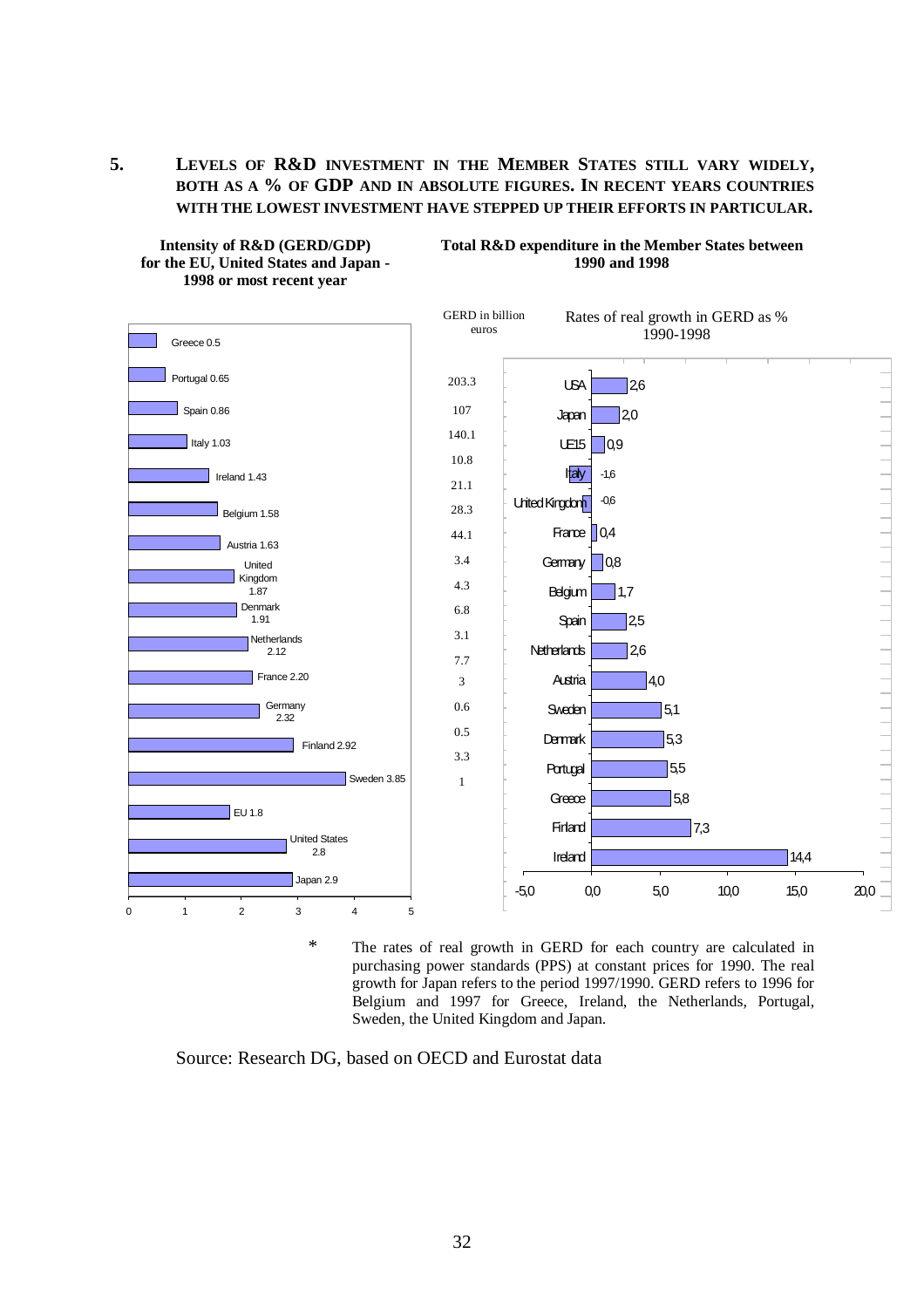## 5. Levels of R&D investment in the Member States still vary widely, both as a % of GDP and in absolute figures. In recent years countries with the lowest investment have stepped up their efforts in particular.

**Intensity of R&D (GERD/GDP) for the EU, United States and Japan - 1998 or most recent year**

| Country | GERD/GDP |
|---|---|
| Greece | 0.5 |
| Portugal | 0.65 |
| Spain | 0.86 |
| Italy | 1.03 |
| Ireland | 1.43 |
| Belgium | 1.58 |
| Austria | 1.63 |
| United Kingdom | 1.87 |
| Denmark | 1.91 |
| Netherlands | 2.12 |
| France | 2.20 |
| Germany | 2.32 |
| Finland | 2.92 |
| Sweden | 3.85 |
| EU | 1.8 |
| United States | 2.8 |
| Japan | 2.9 |

**Total R&D expenditure in the Member States between 1990 and 1998**

| Country | GERD in billion euros | Rates of real growth in GERD as % 1990-1998 |
|---|---|---|
| USA | 203.3 | 2,6 |
| Japan | 107 | 2,0 |
| UE15 | 140.1 | 0,9 |
| Italy | 10.8 | -1,6 |
| United Kingdom | 21.1 | -0,6 |
| France | 28.3 | 0,4 |
| Germany | 44.1 | 0,8 |
| Belgium | 3.4 | 1,7 |
| Spain | 4.3 | 2,5 |
| Netherlands | 6.8 | 2,6 |
| Austria | 3.1 | 4,0 |
| Sweden | 7.7 | 5,1 |
| Denmark | 3 | 5,3 |
| Portugal | 0.6 | 5,5 |
| Greece | 0.5 | 5,8 |
| Finland | 3.3 | 7,3 |
| Ireland | 1 | 14,4 |

* The rates of real growth in GERD for each country are calculated in purchasing power standards (PPS) at constant prices for 1990. The real growth for Japan refers to the period 1997/1990. GERD refers to 1996 for Belgium and 1997 for Greece, Ireland, the Netherlands, Portugal, Sweden, the United Kingdom and Japan.

Source: Research DG, based on OECD and Eurostat data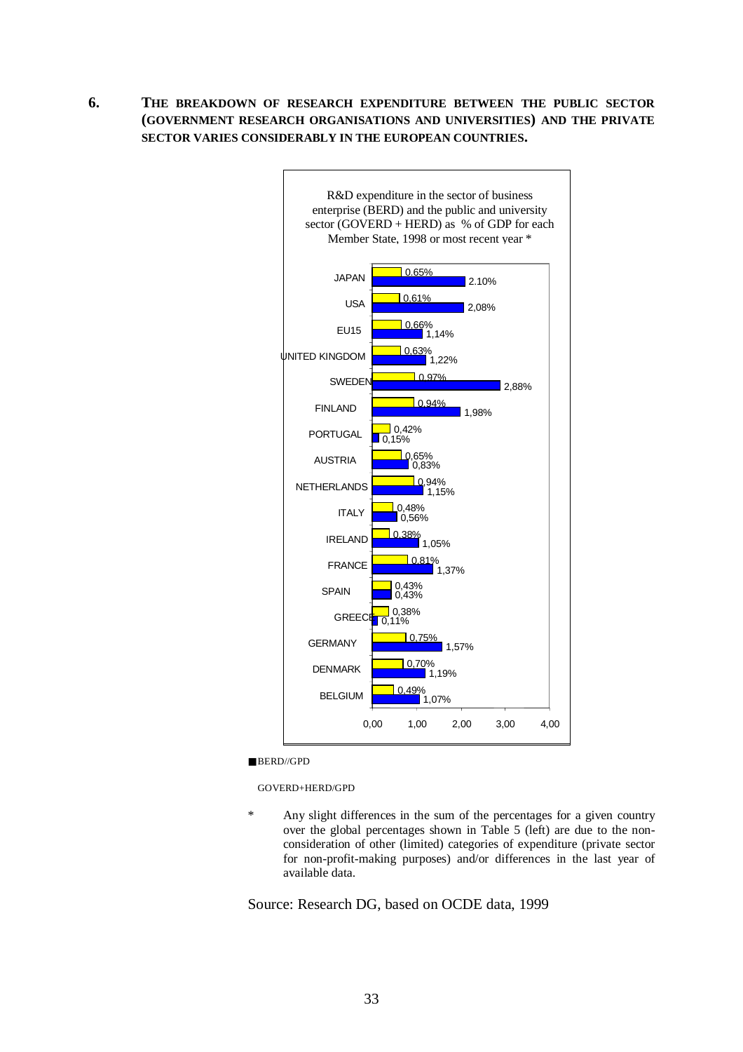## 6. THE BREAKDOWN OF RESEARCH EXPENDITURE BETWEEN THE PUBLIC SECTOR (GOVERNMENT RESEARCH ORGANISATIONS AND UNIVERSITIES) AND THE PRIVATE SECTOR VARIES CONSIDERABLY IN THE EUROPEAN COUNTRIES.

R&D expenditure in the sector of business enterprise (BERD) and the public and university sector (GOVERD + HERD) as % of GDP for each Member State, 1998 or most recent year *

| Country | GOVERD+HERD/GPD | BERD//GPD |
|---|---|---|
| JAPAN | 0.65% | 2.10% |
| USA | 0,61% | 2,08% |
| EU15 | 0,66% | 1,14% |
| UNITED KINGDOM | 0,63% | 1,22% |
| SWEDEN | 0,97% | 2,88% |
| FINLAND | 0,94% | 1,98% |
| PORTUGAL | 0,42% | 0,15% |
| AUSTRIA | 0,65% | 0,83% |
| NETHERLANDS | 0,94% | 1,15% |
| ITALY | 0,48% | 0,56% |
| IRELAND | 0,38% | 1,05% |
| FRANCE | 0,81% | 1,37% |
| SPAIN | 0,43% | 0,43% |
| GREECE | 0,38% | 0,11% |
| GERMANY | 0,75% | 1,57% |
| DENMARK | 0,70% | 1,19% |
| BELGIUM | 0,49% | 1,07% |

■ BERD//GPD

GOVERD+HERD/GPD

\* Any slight differences in the sum of the percentages for a given country over the global percentages shown in Table 5 (left) are due to the non-consideration of other (limited) categories of expenditure (private sector for non-profit-making purposes) and/or differences in the last year of available data.

Source: Research DG, based on OCDE data, 1999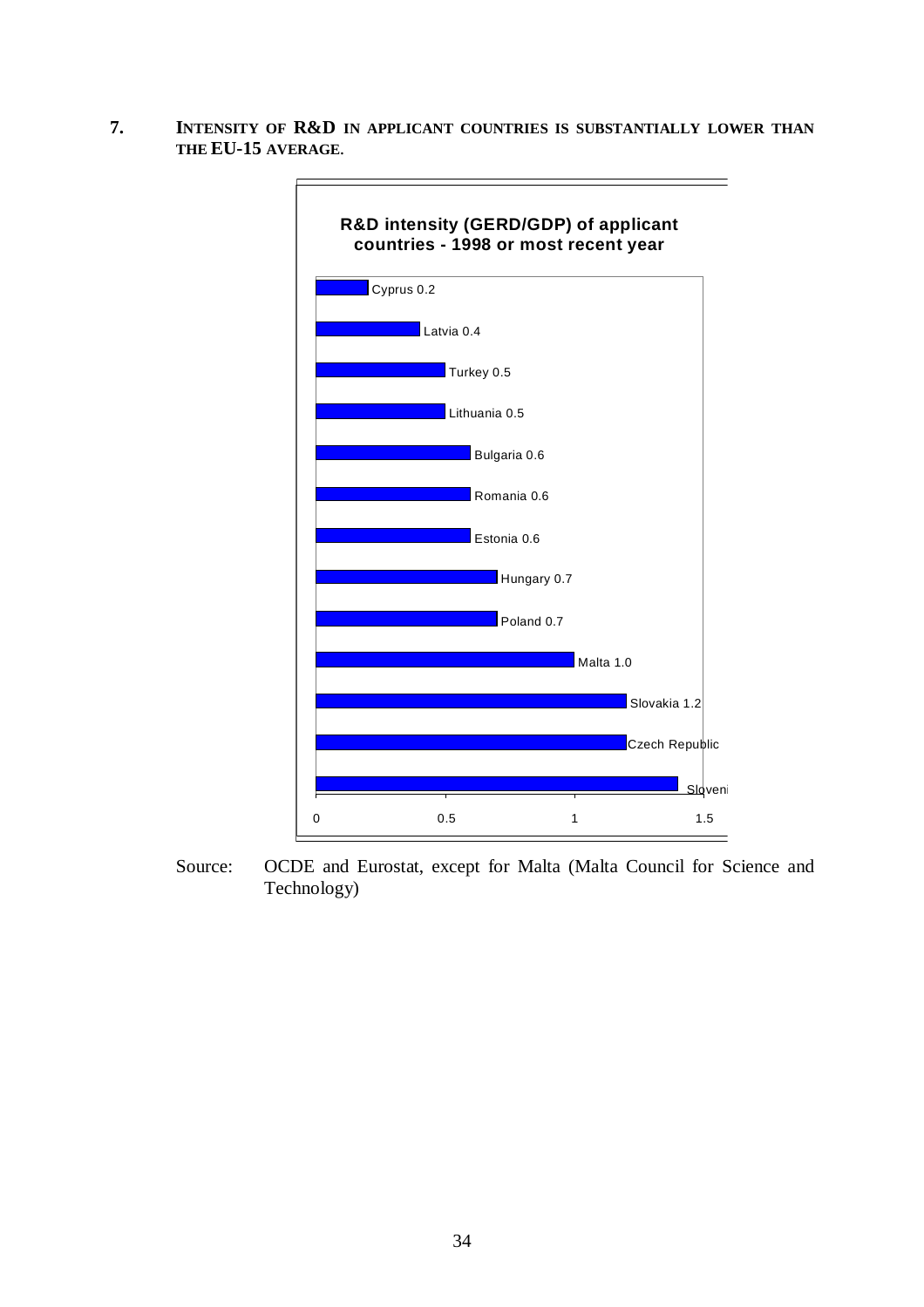**7. INTENSITY OF R&D IN APPLICANT COUNTRIES IS SUBSTANTIALLY LOWER THAN THE EU-15 AVERAGE.**

**R&D intensity (GERD/GDP) of applicant countries - 1998 or most recent year**

| Country | GERD/GDP |
| --- | --- |
| Cyprus | 0.2 |
| Latvia | 0.4 |
| Turkey | 0.5 |
| Lithuania | 0.5 |
| Bulgaria | 0.6 |
| Romania | 0.6 |
| Estonia | 0.6 |
| Hungary | 0.7 |
| Poland | 0.7 |
| Malta | 1.0 |
| Slovakia | 1.2 |
| Czech Republic | |
| Sloveni | |

Source: OCDE and Eurostat, except for Malta (Malta Council for Science and Technology)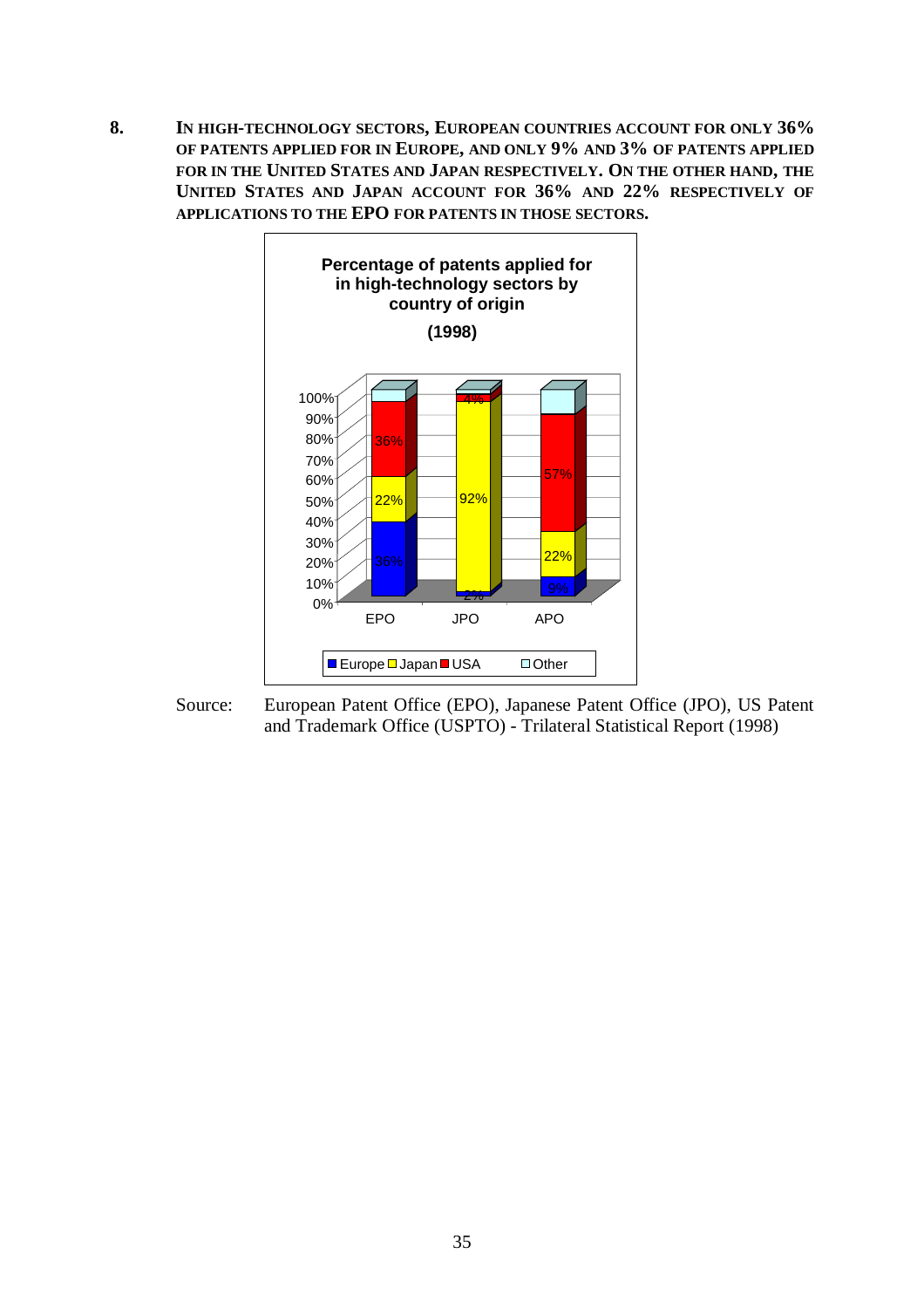**8. IN HIGH-TECHNOLOGY SECTORS, EUROPEAN COUNTRIES ACCOUNT FOR ONLY 36% OF PATENTS APPLIED FOR IN EUROPE, AND ONLY 9% AND 3% OF PATENTS APPLIED FOR IN THE UNITED STATES AND JAPAN RESPECTIVELY. ON THE OTHER HAND, THE UNITED STATES AND JAPAN ACCOUNT FOR 36% AND 22% RESPECTIVELY OF APPLICATIONS TO THE EPO FOR PATENTS IN THOSE SECTORS.**

**Percentage of patents applied for in high-technology sectors by country of origin**

**(1998)**

| | EPO | JPO | APO |
|---|---|---|---|
| Europe | 36% | 2% | 9% |
| Japan | 22% | 92% | 22% |
| USA | 36% | 4% | 57% |

Source: European Patent Office (EPO), Japanese Patent Office (JPO), US Patent and Trademark Office (USPTO) - Trilateral Statistical Report (1998)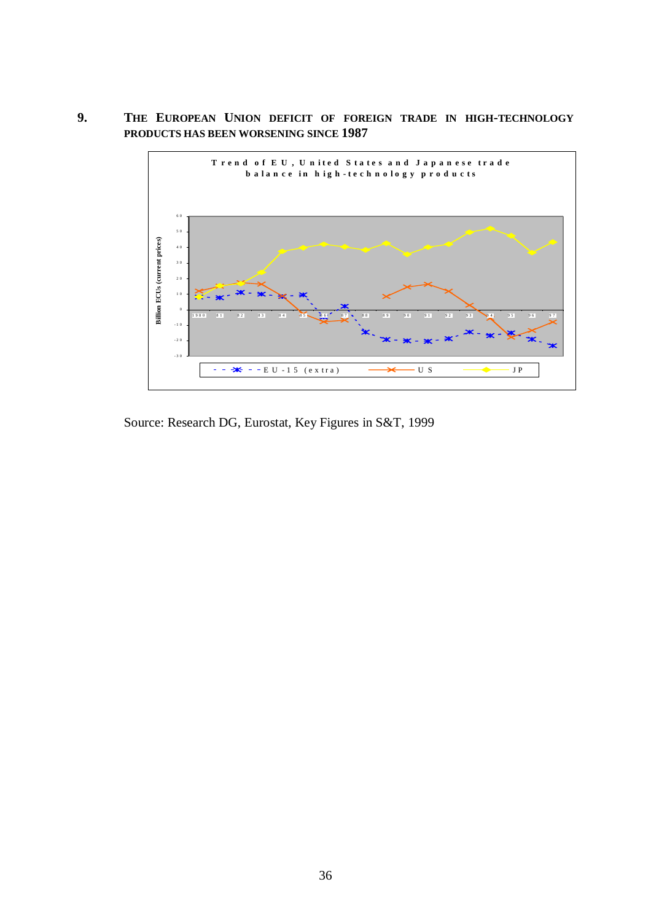## 9. THE EUROPEAN UNION DEFICIT OF FOREIGN TRADE IN HIGH-TECHNOLOGY PRODUCTS HAS BEEN WORSENING SINCE 1987

**Trend of EU, United States and Japanese trade balance in high-technology products**

Billion ECUs (current prices)

EU-15 (extra) — US — JP

Source: Research DG, Eurostat, Key Figures in S&T, 1999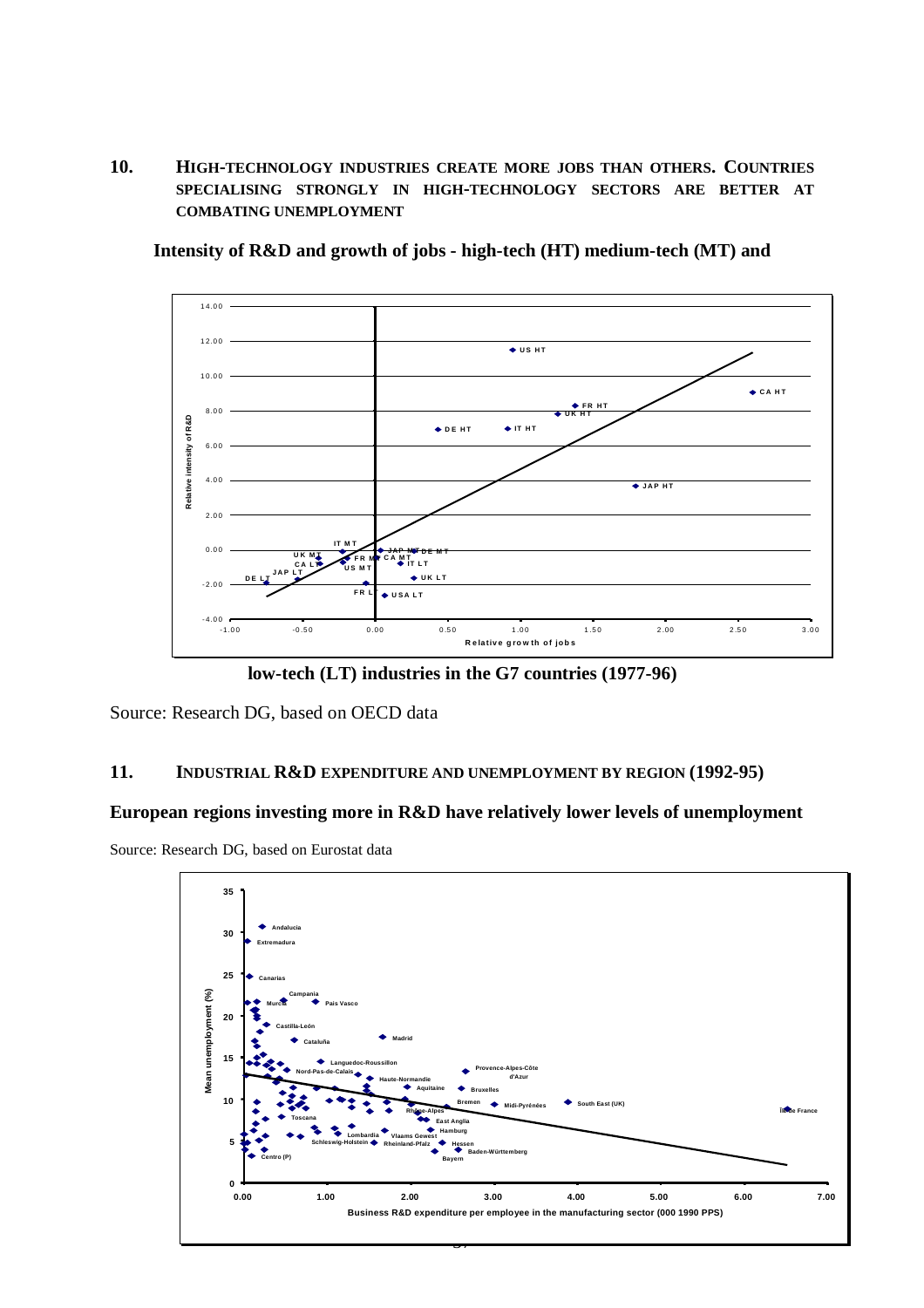## 10. HIGH-TECHNOLOGY INDUSTRIES CREATE MORE JOBS THAN OTHERS. COUNTRIES SPECIALISING STRONGLY IN HIGH-TECHNOLOGY SECTORS ARE BETTER AT COMBATING UNEMPLOYMENT

**Intensity of R&D and growth of jobs - high-tech (HT) medium-tech (MT) and low-tech (LT) industries in the G7 countries (1977-96)**

Source: Research DG, based on OECD data

## 11. INDUSTRIAL R&D EXPENDITURE AND UNEMPLOYMENT BY REGION (1992-95)

**European regions investing more in R&D have relatively lower levels of unemployment**

Source: Research DG, based on Eurostat data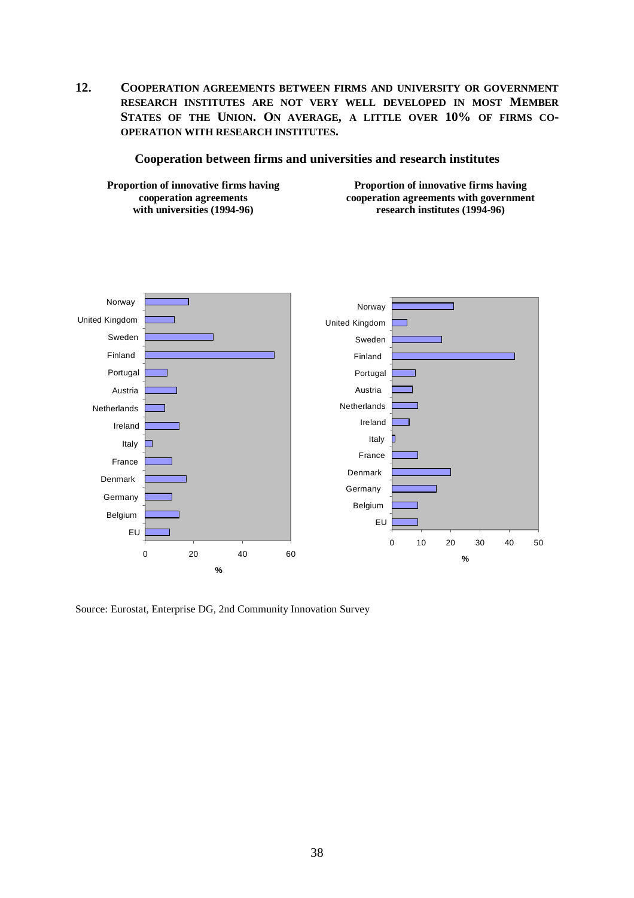**12. COOPERATION AGREEMENTS BETWEEN FIRMS AND UNIVERSITY OR GOVERNMENT RESEARCH INSTITUTES ARE NOT VERY WELL DEVELOPED IN MOST MEMBER STATES OF THE UNION. ON AVERAGE, A LITTLE OVER 10% OF FIRMS CO-OPERATION WITH RESEARCH INSTITUTES.**

### Cooperation between firms and universities and research institutes

**Proportion of innovative firms having cooperation agreements with universities (1994-96)**

Norway
United Kingdom
Sweden
Finland
Portugal
Austria
Netherlands
Ireland
Italy
France
Denmark
Germany
Belgium
EU

0
20
40
60
%

**Proportion of innovative firms having cooperation agreements with government research institutes (1994-96)**

Norway
United Kingdom
Sweden
Finland
Portugal
Austria
Netherlands
Ireland
Italy
France
Denmark
Germany
Belgium
EU

0
10
20
30
40
50
%

Source: Eurostat, Enterprise DG, 2nd Community Innovation Survey